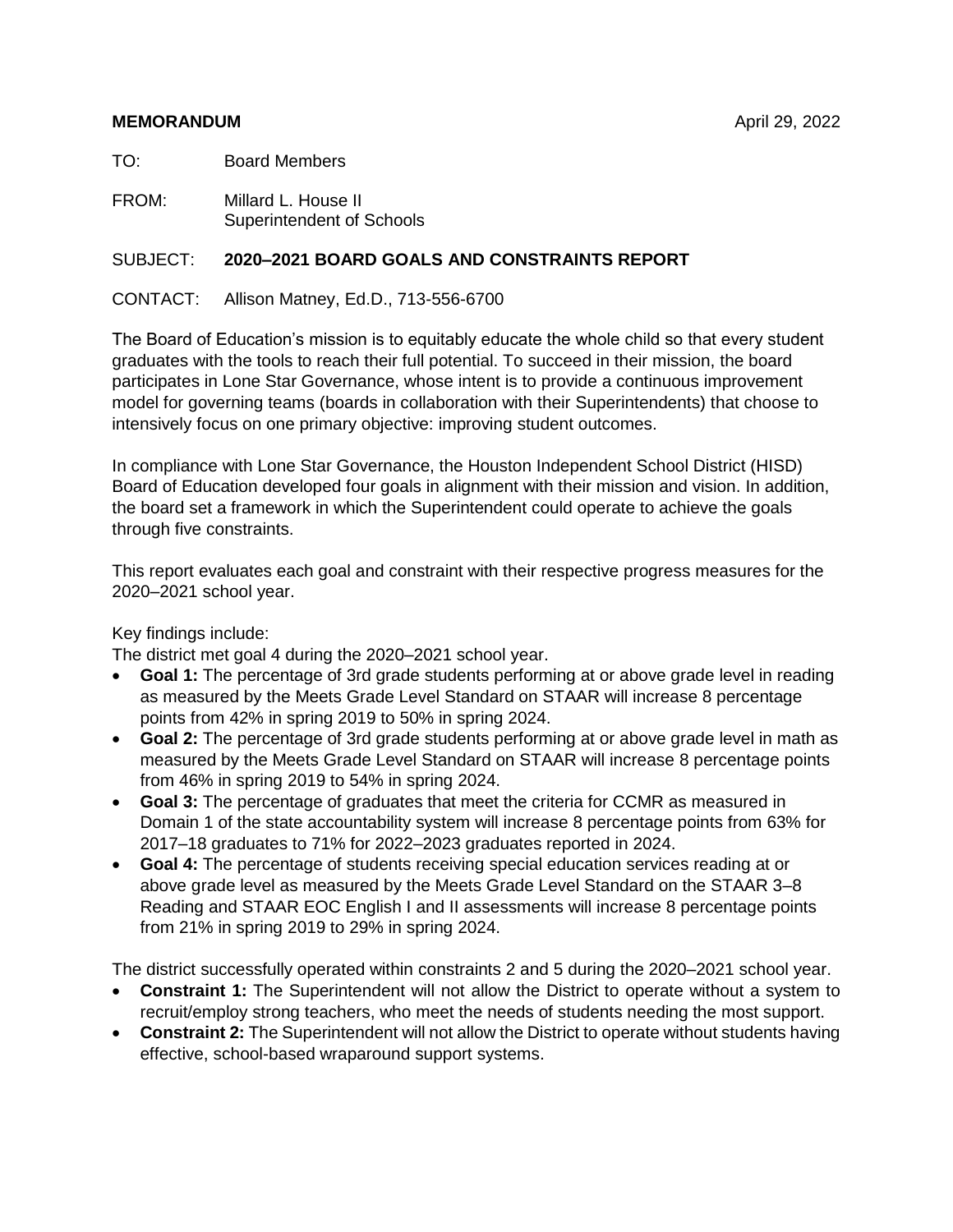**MEMORANDUM** April 29, 2022

TO: Board Members

FROM: Millard L. House II
Superintendent of Schools

SUBJECT: **2020–2021 BOARD GOALS AND CONSTRAINTS REPORT**

CONTACT: Allison Matney, Ed.D., 713-556-6700

The Board of Education's mission is to equitably educate the whole child so that every student graduates with the tools to reach their full potential. To succeed in their mission, the board participates in Lone Star Governance, whose intent is to provide a continuous improvement model for governing teams (boards in collaboration with their Superintendents) that choose to intensively focus on one primary objective: improving student outcomes.

In compliance with Lone Star Governance, the Houston Independent School District (HISD) Board of Education developed four goals in alignment with their mission and vision. In addition, the board set a framework in which the Superintendent could operate to achieve the goals through five constraints.

This report evaluates each goal and constraint with their respective progress measures for the 2020–2021 school year.

Key findings include:
The district met goal 4 during the 2020–2021 school year.

- **Goal 1:** The percentage of 3rd grade students performing at or above grade level in reading as measured by the Meets Grade Level Standard on STAAR will increase 8 percentage points from 42% in spring 2019 to 50% in spring 2024.
- **Goal 2:** The percentage of 3rd grade students performing at or above grade level in math as measured by the Meets Grade Level Standard on STAAR will increase 8 percentage points from 46% in spring 2019 to 54% in spring 2024.
- **Goal 3:** The percentage of graduates that meet the criteria for CCMR as measured in Domain 1 of the state accountability system will increase 8 percentage points from 63% for 2017–18 graduates to 71% for 2022–2023 graduates reported in 2024.
- **Goal 4:** The percentage of students receiving special education services reading at or above grade level as measured by the Meets Grade Level Standard on the STAAR 3–8 Reading and STAAR EOC English I and II assessments will increase 8 percentage points from 21% in spring 2019 to 29% in spring 2024.

The district successfully operated within constraints 2 and 5 during the 2020–2021 school year.

- **Constraint 1:** The Superintendent will not allow the District to operate without a system to recruit/employ strong teachers, who meet the needs of students needing the most support.
- **Constraint 2:** The Superintendent will not allow the District to operate without students having effective, school-based wraparound support systems.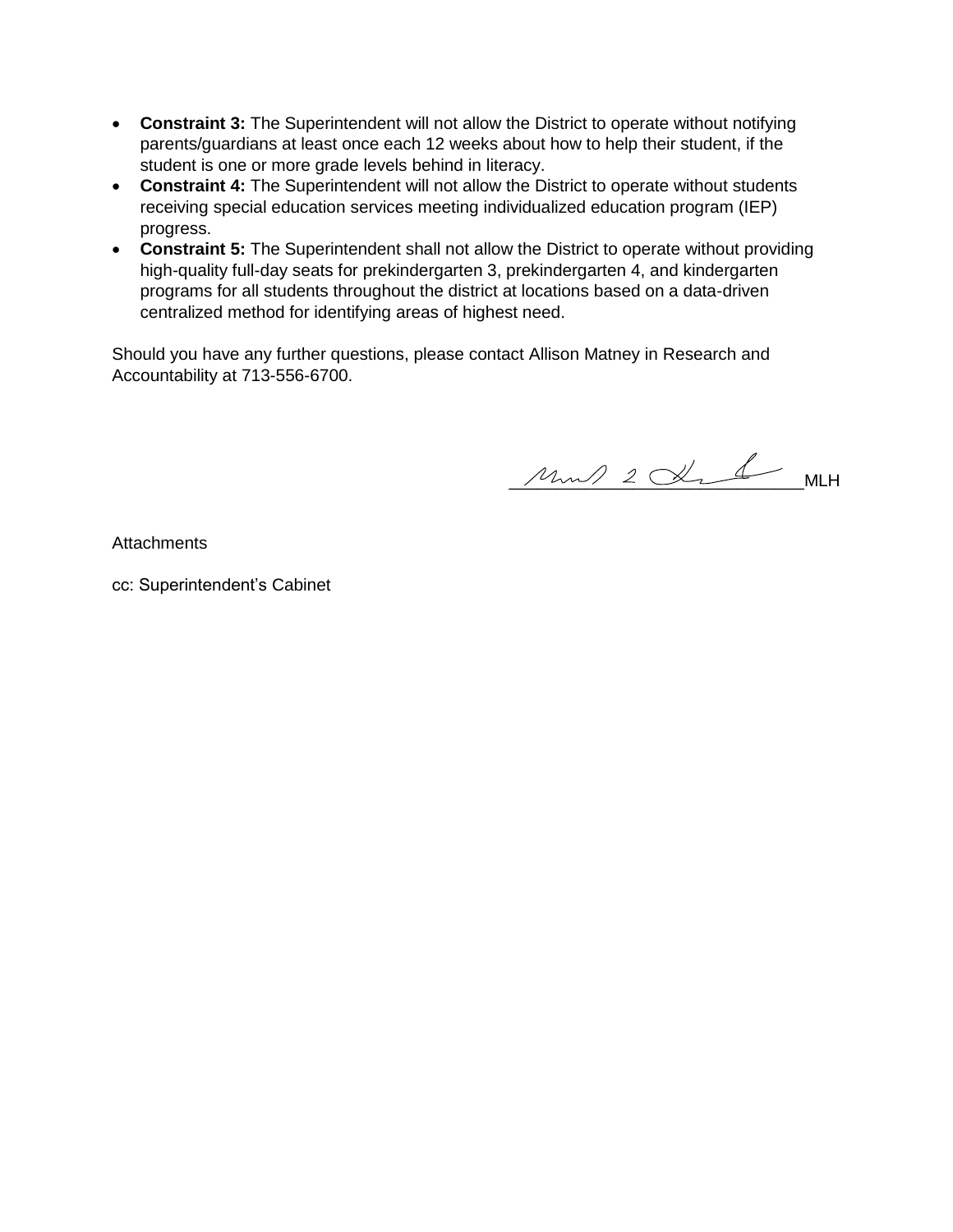- **Constraint 3:** The Superintendent will not allow the District to operate without notifying parents/guardians at least once each 12 weeks about how to help their student, if the student is one or more grade levels behind in literacy.
- **Constraint 4:** The Superintendent will not allow the District to operate without students receiving special education services meeting individualized education program (IEP) progress.
- **Constraint 5:** The Superintendent shall not allow the District to operate without providing high-quality full-day seats for prekindergarten 3, prekindergarten 4, and kindergarten programs for all students throughout the district at locations based on a data-driven centralized method for identifying areas of highest need.

Should you have any further questions, please contact Allison Matney in Research and Accountability at 713-556-6700.

MLH

Attachments

cc: Superintendent's Cabinet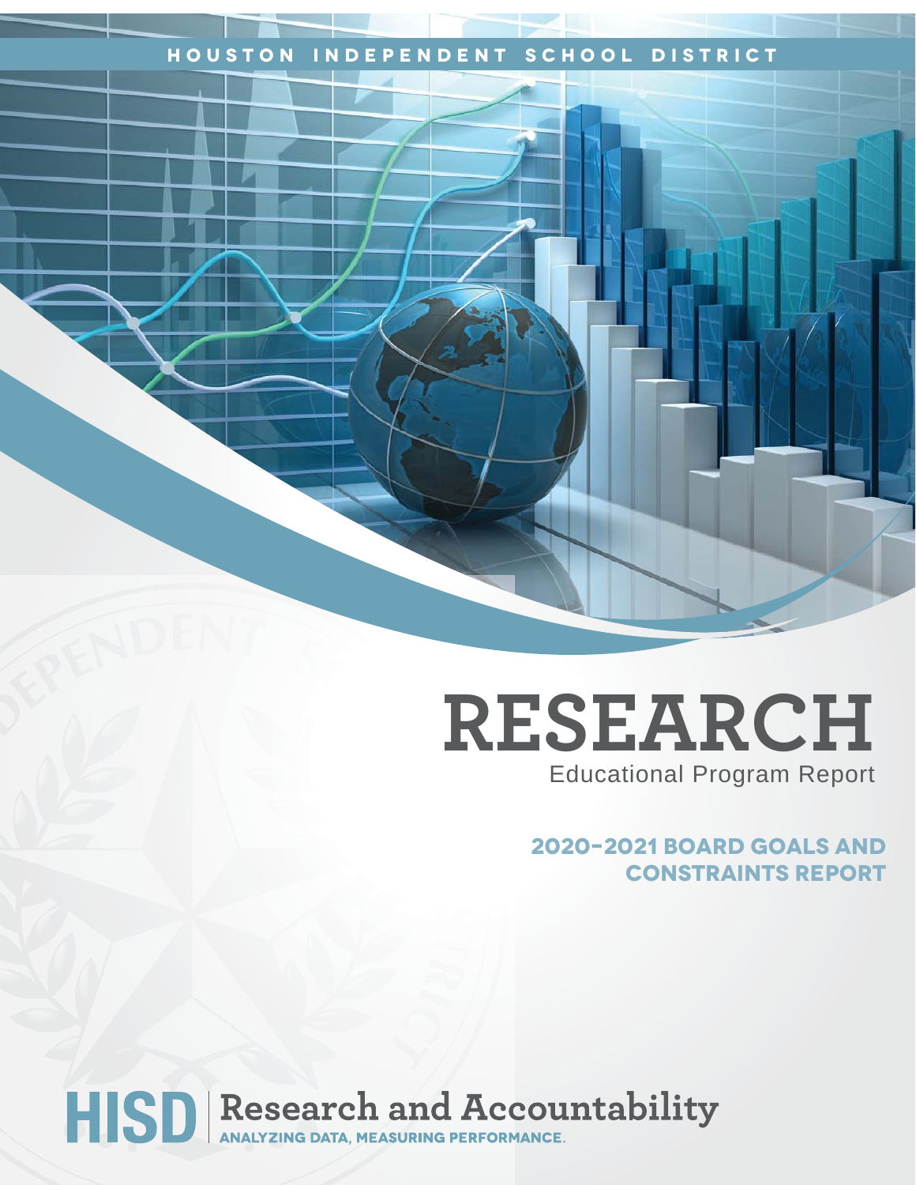HOUSTON INDEPENDENT SCHOOL DISTRICT

# RESEARCH

Educational Program Report

## 2020-2021 BOARD GOALS AND CONSTRAINTS REPORT

HISD | Research and Accountability

ANALYZING DATA, MEASURING PERFORMANCE.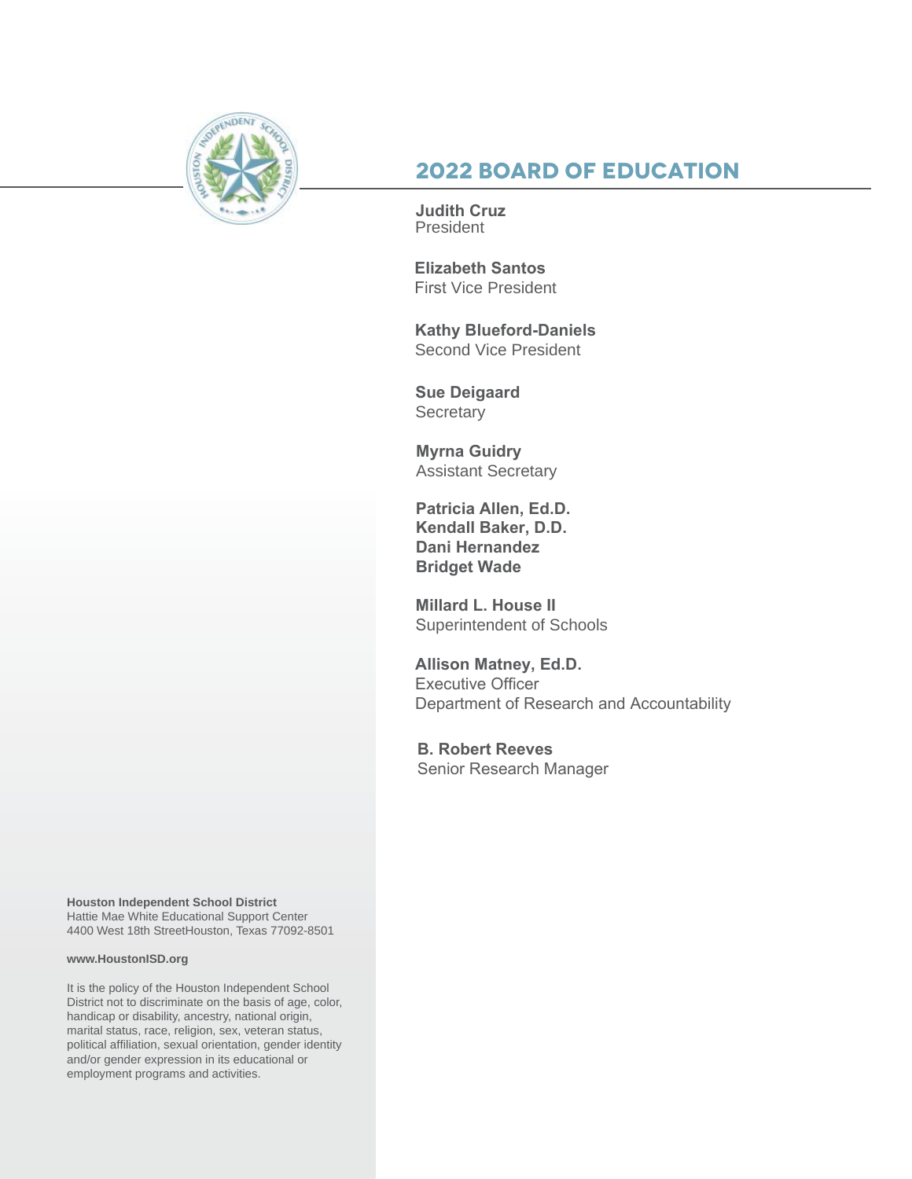# 2022 BOARD OF EDUCATION

**Judith Cruz**
President

**Elizabeth Santos**
First Vice President

**Kathy Blueford-Daniels**
Second Vice President

**Sue Deigaard**
Secretary

**Myrna Guidry**
Assistant Secretary

**Patricia Allen, Ed.D.**
**Kendall Baker, D.D.**
**Dani Hernandez**
**Bridget Wade**

**Millard L. House II**
Superintendent of Schools

**Allison Matney, Ed.D.**
Executive Officer
Department of Research and Accountability

**B. Robert Reeves**
Senior Research Manager

**Houston Independent School District**
Hattie Mae White Educational Support Center
4400 West 18th StreetHouston, Texas 77092-8501

**www.HoustonISD.org**

It is the policy of the Houston Independent School District not to discriminate on the basis of age, color, handicap or disability, ancestry, national origin, marital status, race, religion, sex, veteran status, political affiliation, sexual orientation, gender identity and/or gender expression in its educational or employment programs and activities.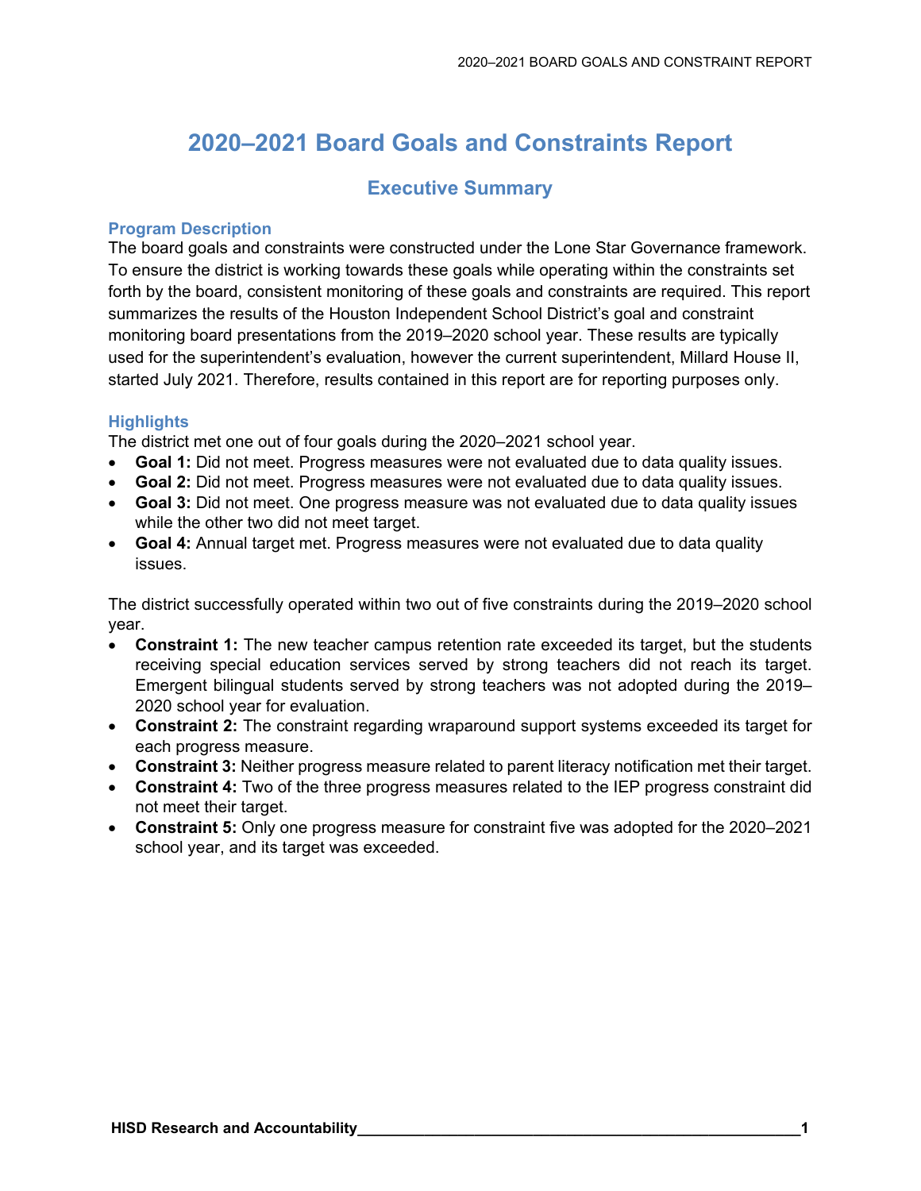# 2020–2021 Board Goals and Constraints Report

## Executive Summary

### Program Description

The board goals and constraints were constructed under the Lone Star Governance framework. To ensure the district is working towards these goals while operating within the constraints set forth by the board, consistent monitoring of these goals and constraints are required. This report summarizes the results of the Houston Independent School District's goal and constraint monitoring board presentations from the 2019–2020 school year. These results are typically used for the superintendent's evaluation, however the current superintendent, Millard House II, started July 2021. Therefore, results contained in this report are for reporting purposes only.

### Highlights

The district met one out of four goals during the 2020–2021 school year.

- **Goal 1:** Did not meet. Progress measures were not evaluated due to data quality issues.
- **Goal 2:** Did not meet. Progress measures were not evaluated due to data quality issues.
- **Goal 3:** Did not meet. One progress measure was not evaluated due to data quality issues while the other two did not meet target.
- **Goal 4:** Annual target met. Progress measures were not evaluated due to data quality issues.

The district successfully operated within two out of five constraints during the 2019–2020 school year.

- **Constraint 1:** The new teacher campus retention rate exceeded its target, but the students receiving special education services served by strong teachers did not reach its target. Emergent bilingual students served by strong teachers was not adopted during the 2019–2020 school year for evaluation.
- **Constraint 2:** The constraint regarding wraparound support systems exceeded its target for each progress measure.
- **Constraint 3:** Neither progress measure related to parent literacy notification met their target.
- **Constraint 4:** Two of the three progress measures related to the IEP progress constraint did not meet their target.
- **Constraint 5:** Only one progress measure for constraint five was adopted for the 2020–2021 school year, and its target was exceeded.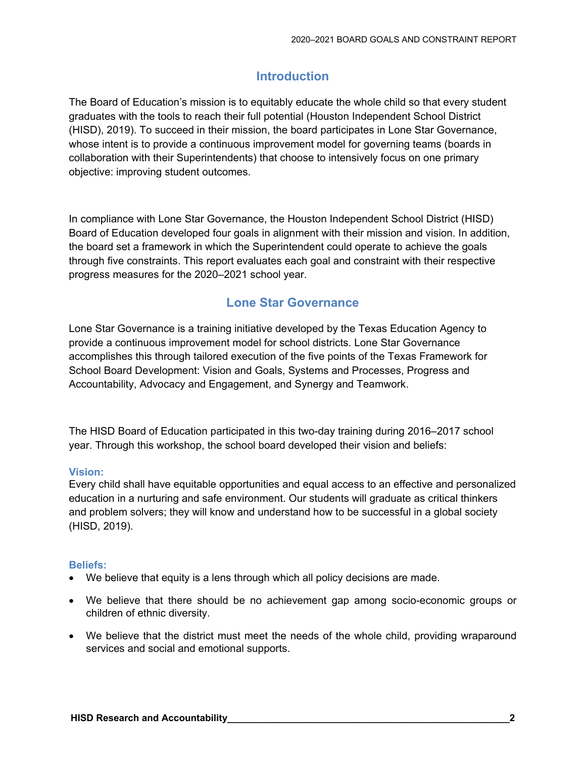## Introduction

The Board of Education's mission is to equitably educate the whole child so that every student graduates with the tools to reach their full potential (Houston Independent School District (HISD), 2019). To succeed in their mission, the board participates in Lone Star Governance, whose intent is to provide a continuous improvement model for governing teams (boards in collaboration with their Superintendents) that choose to intensively focus on one primary objective: improving student outcomes.

In compliance with Lone Star Governance, the Houston Independent School District (HISD) Board of Education developed four goals in alignment with their mission and vision. In addition, the board set a framework in which the Superintendent could operate to achieve the goals through five constraints. This report evaluates each goal and constraint with their respective progress measures for the 2020–2021 school year.

## Lone Star Governance

Lone Star Governance is a training initiative developed by the Texas Education Agency to provide a continuous improvement model for school districts. Lone Star Governance accomplishes this through tailored execution of the five points of the Texas Framework for School Board Development: Vision and Goals, Systems and Processes, Progress and Accountability, Advocacy and Engagement, and Synergy and Teamwork.

The HISD Board of Education participated in this two-day training during 2016–2017 school year. Through this workshop, the school board developed their vision and beliefs:

### Vision:

Every child shall have equitable opportunities and equal access to an effective and personalized education in a nurturing and safe environment. Our students will graduate as critical thinkers and problem solvers; they will know and understand how to be successful in a global society (HISD, 2019).

### Beliefs:

- We believe that equity is a lens through which all policy decisions are made.
- We believe that there should be no achievement gap among socio-economic groups or children of ethnic diversity.
- We believe that the district must meet the needs of the whole child, providing wraparound services and social and emotional supports.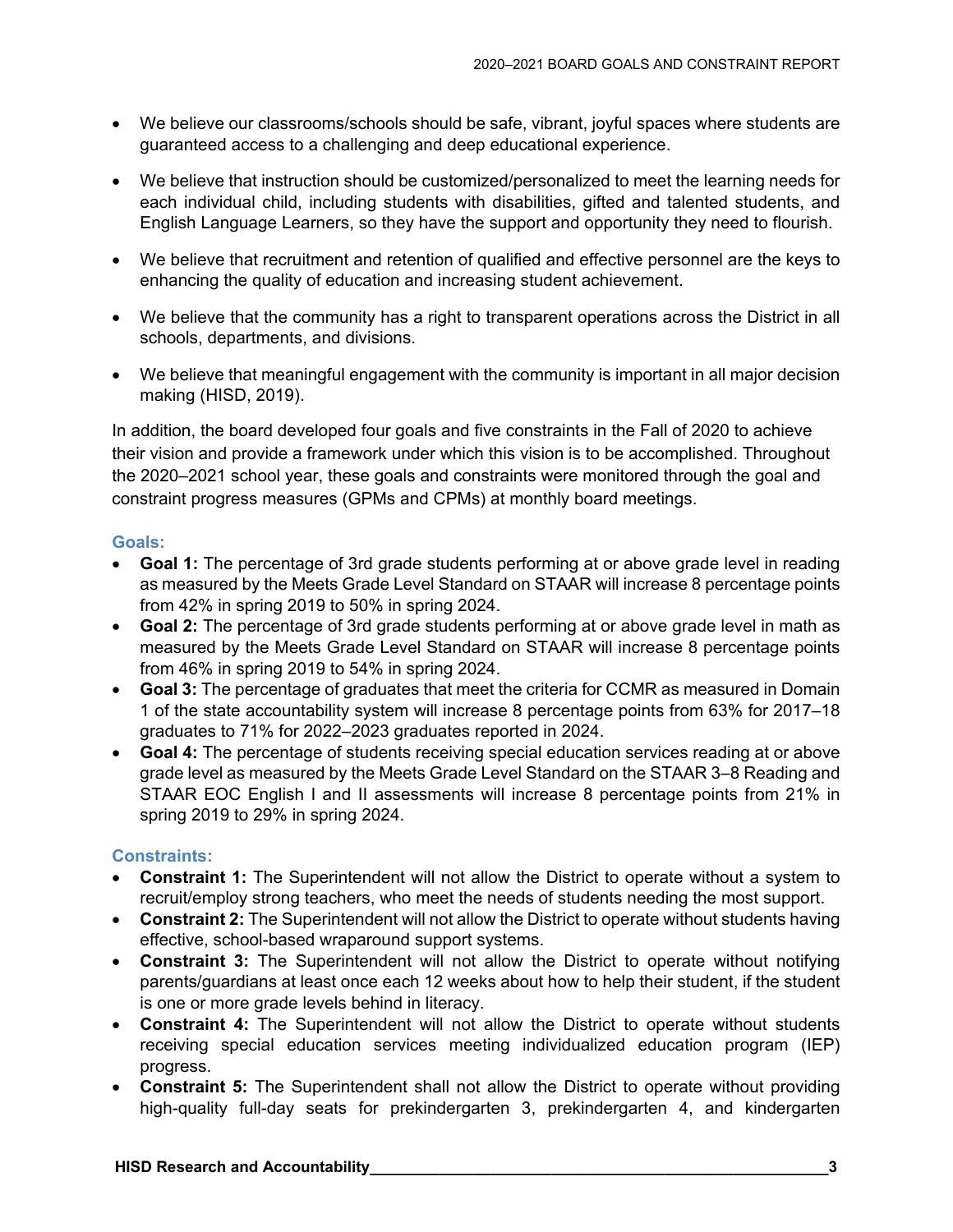- We believe our classrooms/schools should be safe, vibrant, joyful spaces where students are guaranteed access to a challenging and deep educational experience.
- We believe that instruction should be customized/personalized to meet the learning needs for each individual child, including students with disabilities, gifted and talented students, and English Language Learners, so they have the support and opportunity they need to flourish.
- We believe that recruitment and retention of qualified and effective personnel are the keys to enhancing the quality of education and increasing student achievement.
- We believe that the community has a right to transparent operations across the District in all schools, departments, and divisions.
- We believe that meaningful engagement with the community is important in all major decision making (HISD, 2019).

In addition, the board developed four goals and five constraints in the Fall of 2020 to achieve their vision and provide a framework under which this vision is to be accomplished. Throughout the 2020–2021 school year, these goals and constraints were monitored through the goal and constraint progress measures (GPMs and CPMs) at monthly board meetings.

### Goals:

- **Goal 1:** The percentage of 3rd grade students performing at or above grade level in reading as measured by the Meets Grade Level Standard on STAAR will increase 8 percentage points from 42% in spring 2019 to 50% in spring 2024.
- **Goal 2:** The percentage of 3rd grade students performing at or above grade level in math as measured by the Meets Grade Level Standard on STAAR will increase 8 percentage points from 46% in spring 2019 to 54% in spring 2024.
- **Goal 3:** The percentage of graduates that meet the criteria for CCMR as measured in Domain 1 of the state accountability system will increase 8 percentage points from 63% for 2017–18 graduates to 71% for 2022–2023 graduates reported in 2024.
- **Goal 4:** The percentage of students receiving special education services reading at or above grade level as measured by the Meets Grade Level Standard on the STAAR 3–8 Reading and STAAR EOC English I and II assessments will increase 8 percentage points from 21% in spring 2019 to 29% in spring 2024.

### Constraints:

- **Constraint 1:** The Superintendent will not allow the District to operate without a system to recruit/employ strong teachers, who meet the needs of students needing the most support.
- **Constraint 2:** The Superintendent will not allow the District to operate without students having effective, school-based wraparound support systems.
- **Constraint 3:** The Superintendent will not allow the District to operate without notifying parents/guardians at least once each 12 weeks about how to help their student, if the student is one or more grade levels behind in literacy.
- **Constraint 4:** The Superintendent will not allow the District to operate without students receiving special education services meeting individualized education program (IEP) progress.
- **Constraint 5:** The Superintendent shall not allow the District to operate without providing high-quality full-day seats for prekindergarten 3, prekindergarten 4, and kindergarten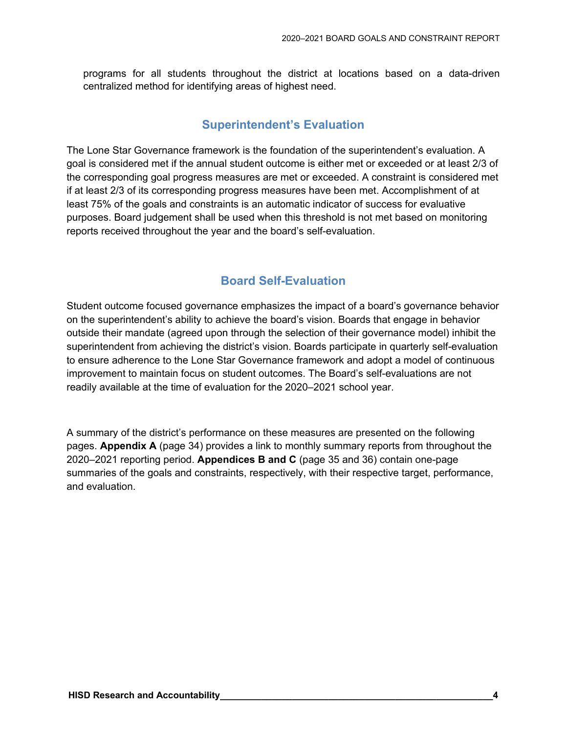programs for all students throughout the district at locations based on a data-driven centralized method for identifying areas of highest need.

## Superintendent's Evaluation

The Lone Star Governance framework is the foundation of the superintendent's evaluation. A goal is considered met if the annual student outcome is either met or exceeded or at least 2/3 of the corresponding goal progress measures are met or exceeded. A constraint is considered met if at least 2/3 of its corresponding progress measures have been met. Accomplishment of at least 75% of the goals and constraints is an automatic indicator of success for evaluative purposes. Board judgement shall be used when this threshold is not met based on monitoring reports received throughout the year and the board's self-evaluation.

## Board Self-Evaluation

Student outcome focused governance emphasizes the impact of a board's governance behavior on the superintendent's ability to achieve the board's vision. Boards that engage in behavior outside their mandate (agreed upon through the selection of their governance model) inhibit the superintendent from achieving the district's vision. Boards participate in quarterly self-evaluation to ensure adherence to the Lone Star Governance framework and adopt a model of continuous improvement to maintain focus on student outcomes. The Board's self-evaluations are not readily available at the time of evaluation for the 2020–2021 school year.

A summary of the district's performance on these measures are presented on the following pages. **Appendix A** (page 34) provides a link to monthly summary reports from throughout the 2020–2021 reporting period. **Appendices B and C** (page 35 and 36) contain one-page summaries of the goals and constraints, respectively, with their respective target, performance, and evaluation.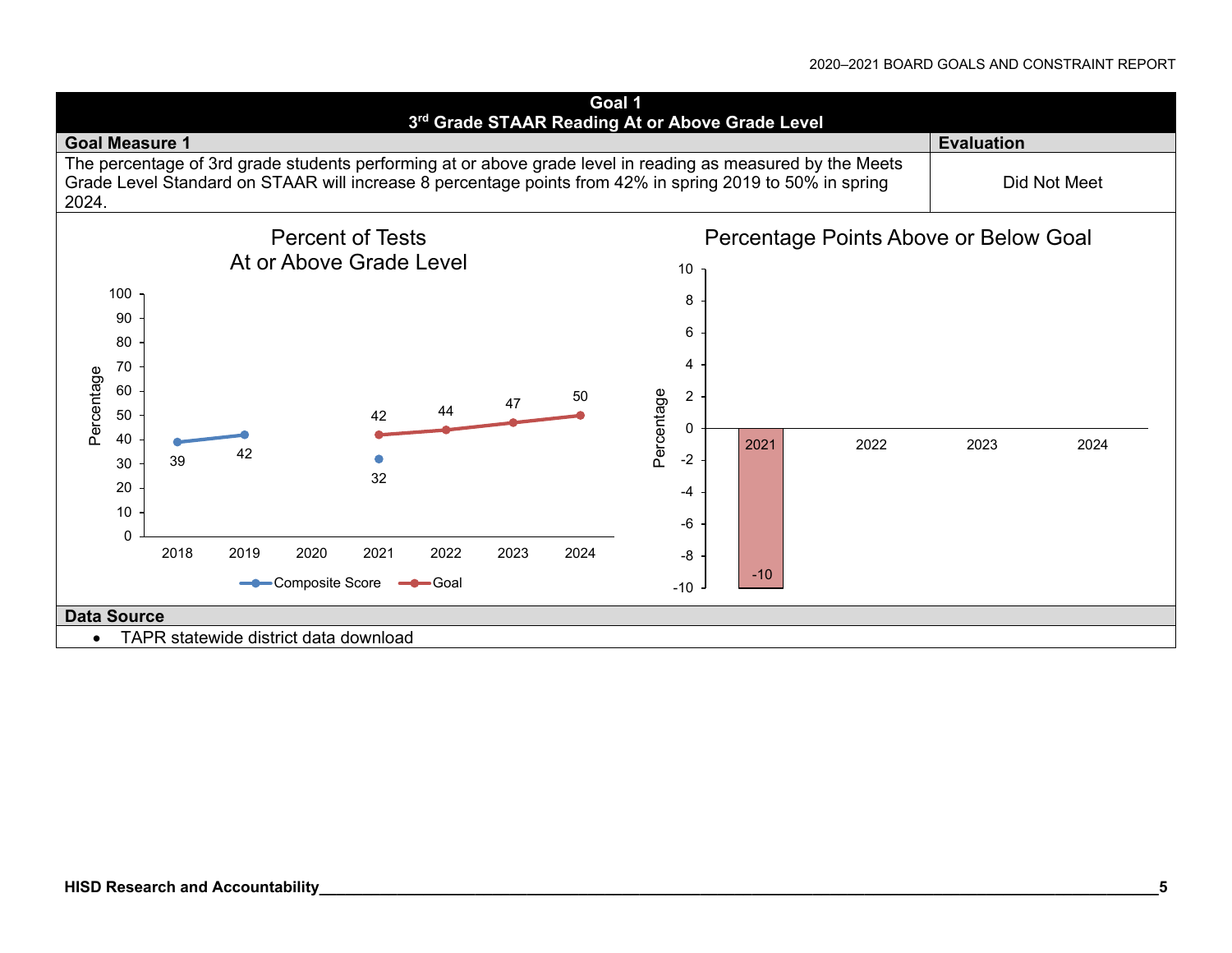## Goal 1
### 3rd Grade STAAR Reading At or Above Grade Level

| Goal Measure 1 | Evaluation |
| --- | --- |
| The percentage of 3rd grade students performing at or above grade level in reading as measured by the Meets Grade Level Standard on STAAR will increase 8 percentage points from 42% in spring 2019 to 50% in spring 2024. | Did Not Meet |

**Percent of Tests At or Above Grade Level**

| Year | Composite Score | Goal |
| --- | --- | --- |
| 2018 | 39 | |
| 2019 | 42 | |
| 2020 | | |
| 2021 | 32 | 42 |
| 2022 | | 44 |
| 2023 | | 47 |
| 2024 | | 50 |

**Percentage Points Above or Below Goal**

| Year | Percentage |
| --- | --- |
| 2021 | -10 |
| 2022 | |
| 2023 | |
| 2024 | |

**Data Source**

- TAPR statewide district data download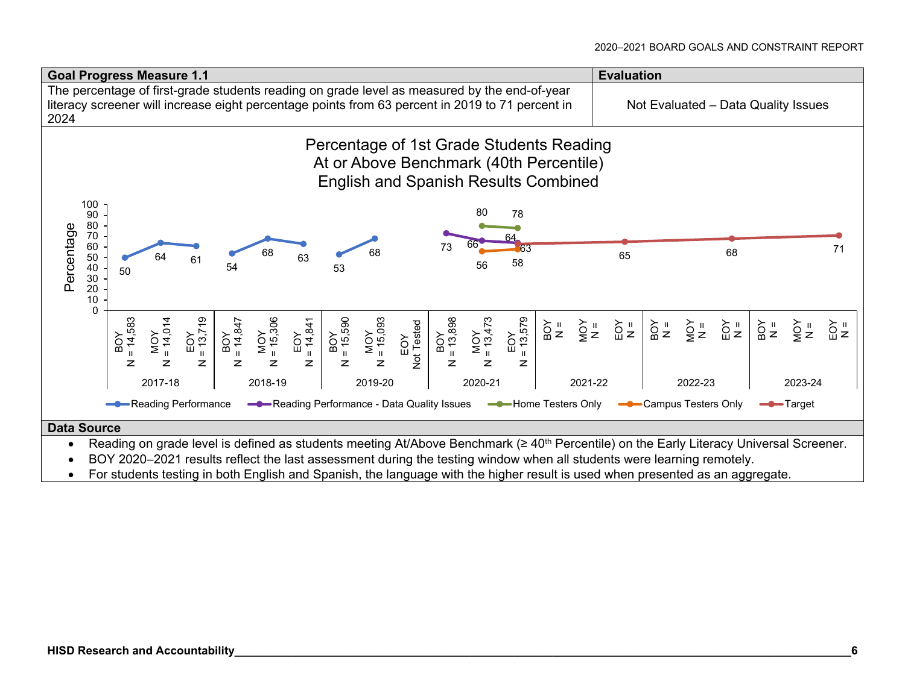| Goal Progress Measure 1.1 | Evaluation |
|---|---|
| The percentage of first-grade students reading on grade level as measured by the end-of-year literacy screener will increase eight percentage points from 63 percent in 2019 to 71 percent in 2024 | Not Evaluated – Data Quality Issues |

Percentage of 1st Grade Students Reading At or Above Benchmark (40th Percentile) English and Spanish Results Combined

| Year | Period | N | Reading Performance | Reading Performance - Data Quality Issues | Home Testers Only | Campus Testers Only | Target |
|---|---|---|---|---|---|---|---|
| 2017-18 | BOY | 14,583 | 50 | | | | |
| 2017-18 | MOY | 14,014 | 64 | | | | |
| 2017-18 | EOY | 13,719 | 61 | | | | |
| 2018-19 | BOY | 14,847 | 54 | | | | |
| 2018-19 | MOY | 15,306 | 68 | | | | |
| 2018-19 | EOY | 14,841 | 63 | | | | |
| 2019-20 | BOY | 15,590 | 53 | | | | |
| 2019-20 | MOY | 15,093 | 68 | | | | |
| 2019-20 | EOY | Not Tested | | | | | |
| 2020-21 | BOY | 13,898 | | 73 | | | |
| 2020-21 | MOY | 13,473 | | 66 | 80 | 56 | |
| 2020-21 | EOY | 13,579 | | 64 | 78 | 58 | 63 |
| 2021-22 | BOY | N = | | | | | |
| 2021-22 | MOY | N = | | | | | |
| 2021-22 | EOY | N = | | | | | 65 |
| 2022-23 | BOY | N = | | | | | |
| 2022-23 | MOY | N = | | | | | |
| 2022-23 | EOY | N = | | | | | 68 |
| 2023-24 | BOY | N = | | | | | |
| 2023-24 | MOY | N = | | | | | |
| 2023-24 | EOY | N = | | | | | 71 |

**Data Source**

- Reading on grade level is defined as students meeting At/Above Benchmark (≥ 40th Percentile) on the Early Literacy Universal Screener.
- BOY 2020–2021 results reflect the last assessment during the testing window when all students were learning remotely.
- For students testing in both English and Spanish, the language with the higher result is used when presented as an aggregate.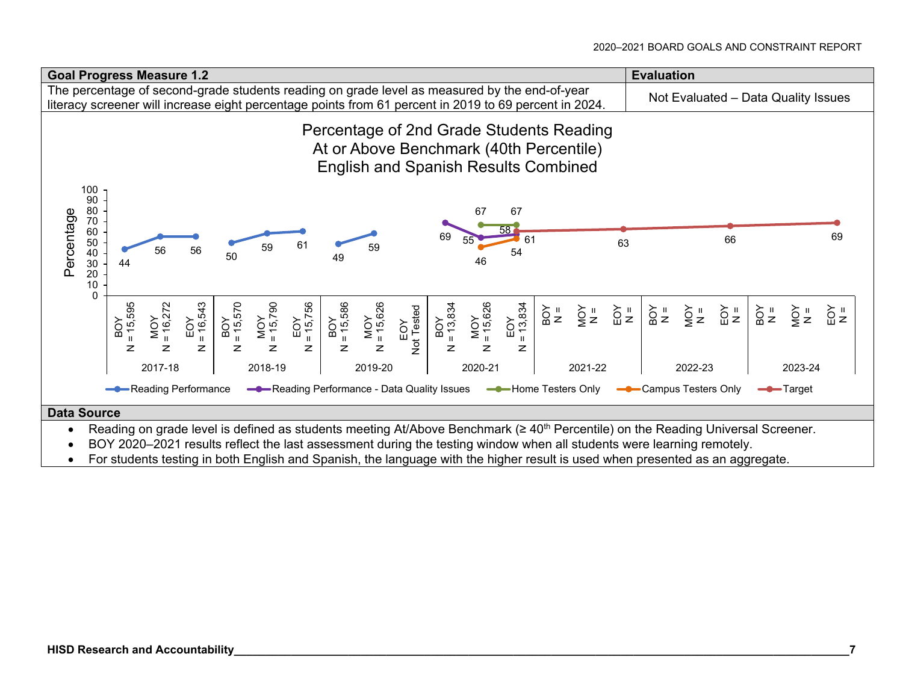| Goal Progress Measure 1.2 | Evaluation |
| --- | --- |
| The percentage of second-grade students reading on grade level as measured by the end-of-year literacy screener will increase eight percentage points from 61 percent in 2019 to 69 percent in 2024. | Not Evaluated – Data Quality Issues |

**Percentage of 2nd Grade Students Reading At or Above Benchmark (40th Percentile) English and Spanish Results Combined**

| Year | Period | N | Reading Performance | Reading Performance - Data Quality Issues | Home Testers Only | Campus Testers Only | Target |
| --- | --- | --- | --- | --- | --- | --- | --- |
| 2017-18 | BOY | N = 15,595 | 44 | | | | |
| 2017-18 | MOY | N = 16,272 | 56 | | | | |
| 2017-18 | EOY | N = 16,543 | 56 | | | | |
| 2018-19 | BOY | N = 15,570 | 50 | | | | |
| 2018-19 | MOY | N = 15,790 | 59 | | | | |
| 2018-19 | EOY | N = 15,756 | 61 | | | | |
| 2019-20 | BOY | N = 15,586 | 49 | | | | |
| 2019-20 | MOY | N = 15,626 | 59 | | | | |
| 2019-20 | EOY | Not Tested | | | | | |
| 2020-21 | BOY | N = 13,834 | | 69 | | | |
| 2020-21 | MOY | N = 15,626 | | 55 | 67 | 46 | |
| 2020-21 | EOY | N = 13,834 | | 58 | 67 | 54 | 61 |
| 2021-22 | BOY | N = | | | | | |
| 2021-22 | MOY | N = | | | | | |
| 2021-22 | EOY | N = | | | | | 63 |
| 2022-23 | BOY | N = | | | | | |
| 2022-23 | MOY | N = | | | | | |
| 2022-23 | EOY | N = | | | | | 66 |
| 2023-24 | BOY | N = | | | | | |
| 2023-24 | MOY | N = | | | | | |
| 2023-24 | EOY | N = | | | | | 69 |

**Data Source**

- Reading on grade level is defined as students meeting At/Above Benchmark (≥ 40th Percentile) on the Reading Universal Screener.
- BOY 2020–2021 results reflect the last assessment during the testing window when all students were learning remotely.
- For students testing in both English and Spanish, the language with the higher result is used when presented as an aggregate.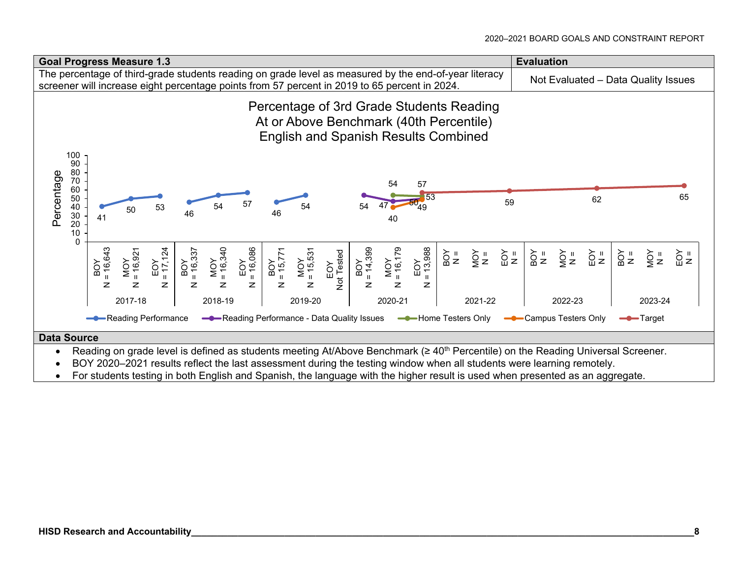| Goal Progress Measure 1.3 | Evaluation |
| --- | --- |
| The percentage of third-grade students reading on grade level as measured by the end-of-year literacy screener will increase eight percentage points from 57 percent in 2019 to 65 percent in 2024. | Not Evaluated – Data Quality Issues |

**Percentage of 3rd Grade Students Reading At or Above Benchmark (40th Percentile) English and Spanish Results Combined**

| Year | Period | N | Reading Performance | Reading Performance - Data Quality Issues | Home Testers Only | Campus Testers Only | Target |
| --- | --- | --- | --- | --- | --- | --- | --- |
| 2017-18 | BOY | 16,643 | 41 | | | | |
| 2017-18 | MOY | 16,921 | 50 | | | | |
| 2017-18 | EOY | 17,124 | 53 | | | | |
| 2018-19 | BOY | 16,337 | 46 | | | | |
| 2018-19 | MOY | 16,340 | 54 | | | | |
| 2018-19 | EOY | 16,086 | 57 | | | | |
| 2019-20 | BOY | 15,771 | 46 | | | | |
| 2019-20 | MOY | 15,531 | 54 | | | | |
| 2019-20 | EOY | Not Tested | | | | | |
| 2020-21 | BOY | 14,399 | | 54 | | | |
| 2020-21 | MOY | 16,179 | | 47 | 54 | 40 | |
| 2020-21 | EOY | 13,988 | | 50 | 53 | 49 | 57 |
| 2021-22 | EOY | | | | | | 59 |
| 2022-23 | EOY | | | | | | 62 |
| 2023-24 | EOY | | | | | | 65 |

## Data Source

- Reading on grade level is defined as students meeting At/Above Benchmark (≥ 40th Percentile) on the Reading Universal Screener.
- BOY 2020–2021 results reflect the last assessment during the testing window when all students were learning remotely.
- For students testing in both English and Spanish, the language with the higher result is used when presented as an aggregate.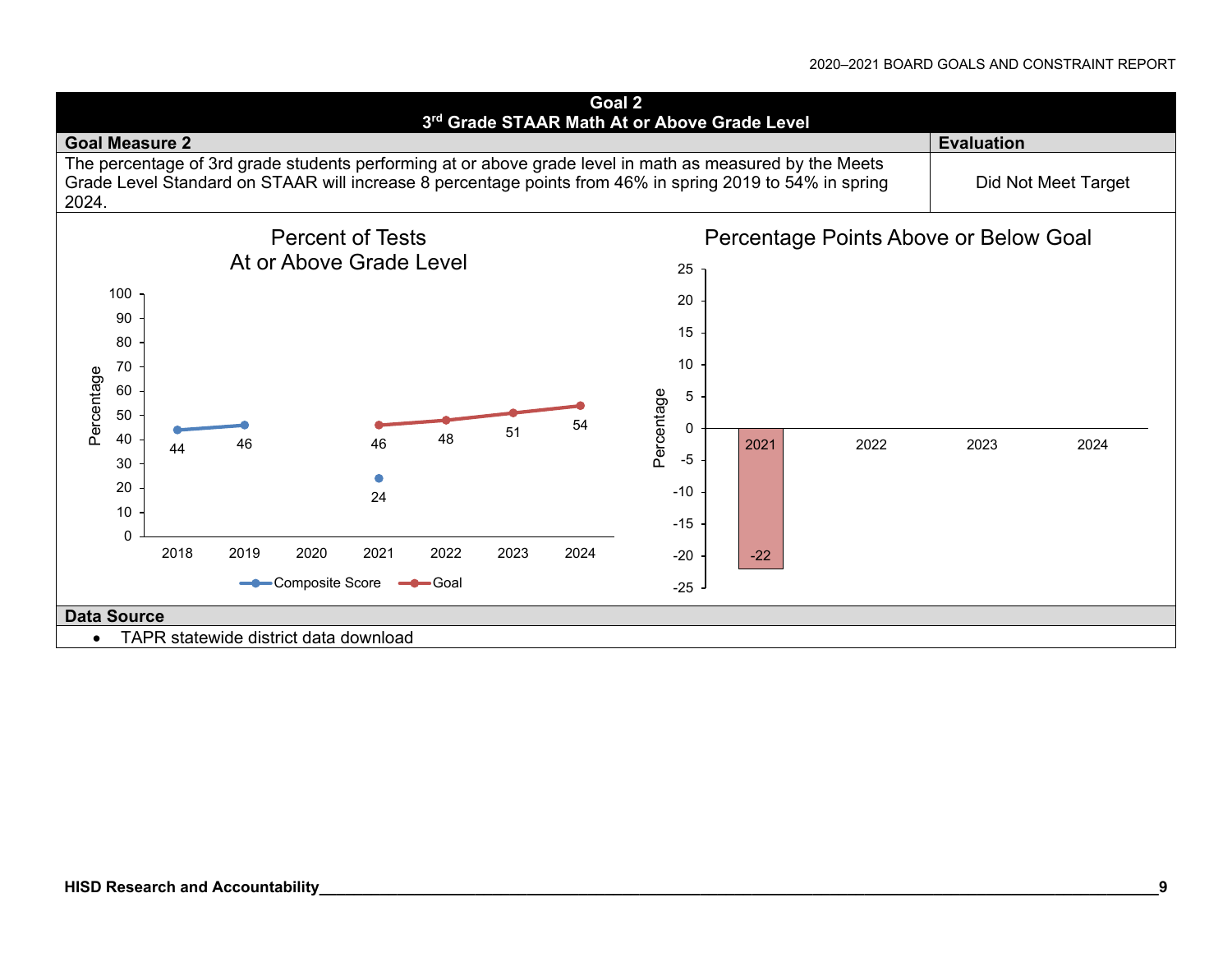## Goal 2
## 3rd Grade STAAR Math At or Above Grade Level

| Goal Measure 2 | Evaluation |
| --- | --- |
| The percentage of 3rd grade students performing at or above grade level in math as measured by the Meets Grade Level Standard on STAAR will increase 8 percentage points from 46% in spring 2019 to 54% in spring 2024. | Did Not Meet Target |

**Percent of Tests At or Above Grade Level**

| Year | Composite Score | Goal |
| --- | --- | --- |
| 2018 | 44 | |
| 2019 | 46 | |
| 2020 | | |
| 2021 | 24 | 46 |
| 2022 | | 48 |
| 2023 | | 51 |
| 2024 | | 54 |

**Percentage Points Above or Below Goal**

| Year | Percentage |
| --- | --- |
| 2021 | -22 |
| 2022 | |
| 2023 | |
| 2024 | |

### Data Source

- TAPR statewide district data download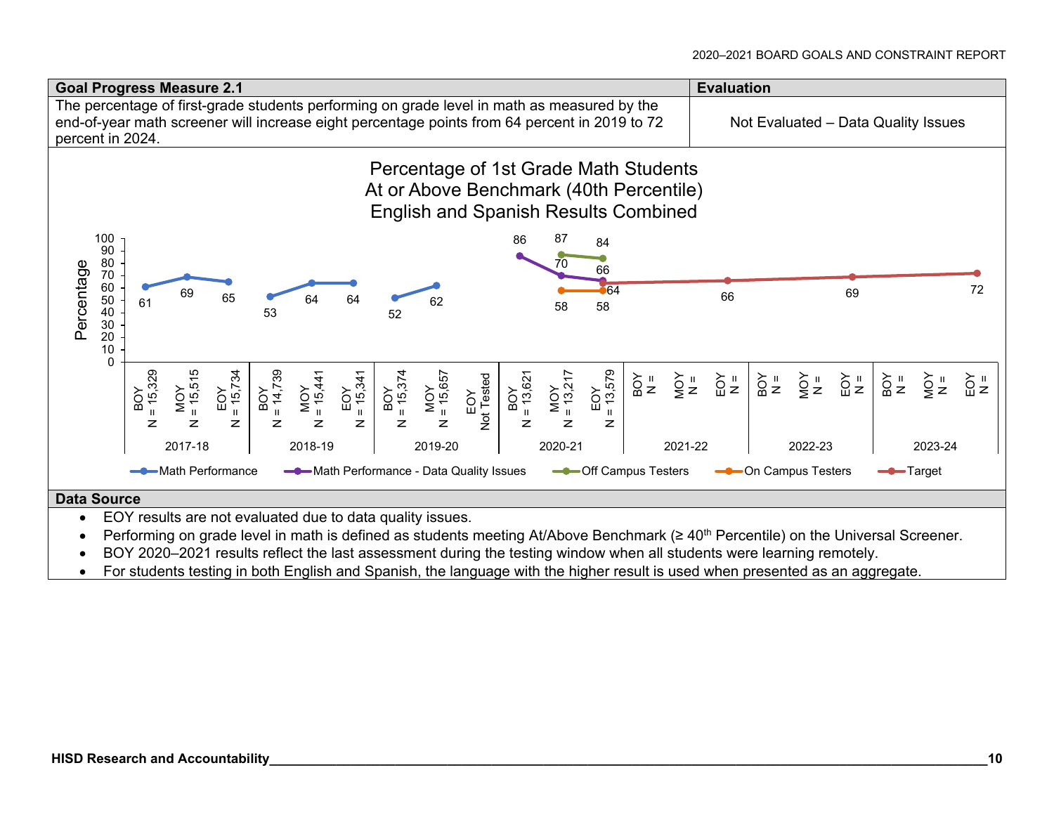| Goal Progress Measure 2.1 | Evaluation |
|---|---|
| The percentage of first-grade students performing on grade level in math as measured by the end-of-year math screener will increase eight percentage points from 64 percent in 2019 to 72 percent in 2024. | Not Evaluated – Data Quality Issues |

**Percentage of 1st Grade Math Students At or Above Benchmark (40th Percentile) English and Spanish Results Combined**

| Year | Period | N | Math Performance | Math Performance - Data Quality Issues | Off Campus Testers | On Campus Testers | Target |
|---|---|---|---|---|---|---|---|
| 2017-18 | BOY | 15,329 | 61 | | | | |
| 2017-18 | MOY | 15,515 | 69 | | | | |
| 2017-18 | EOY | 15,734 | 65 | | | | |
| 2018-19 | BOY | 14,739 | 53 | | | | |
| 2018-19 | MOY | 15,441 | 64 | | | | |
| 2018-19 | EOY | 15,341 | 64 | | | | |
| 2019-20 | BOY | 15,374 | 52 | | | | |
| 2019-20 | MOY | 15,657 | 62 | | | | |
| 2019-20 | EOY | Not Tested | | | | | |
| 2020-21 | BOY | 13,621 | | 86 | | | |
| 2020-21 | MOY | 13,217 | | 70 | 87 | 58 | |
| 2020-21 | EOY | 13,579 | | 66 | 84 | 58 | 64 |
| 2021-22 | EOY | | | | | | 66 |
| 2022-23 | EOY | | | | | | 69 |
| 2023-24 | EOY | | | | | | 72 |

**Data Source**

- EOY results are not evaluated due to data quality issues.
- Performing on grade level in math is defined as students meeting At/Above Benchmark (≥ 40th Percentile) on the Universal Screener.
- BOY 2020–2021 results reflect the last assessment during the testing window when all students were learning remotely.
- For students testing in both English and Spanish, the language with the higher result is used when presented as an aggregate.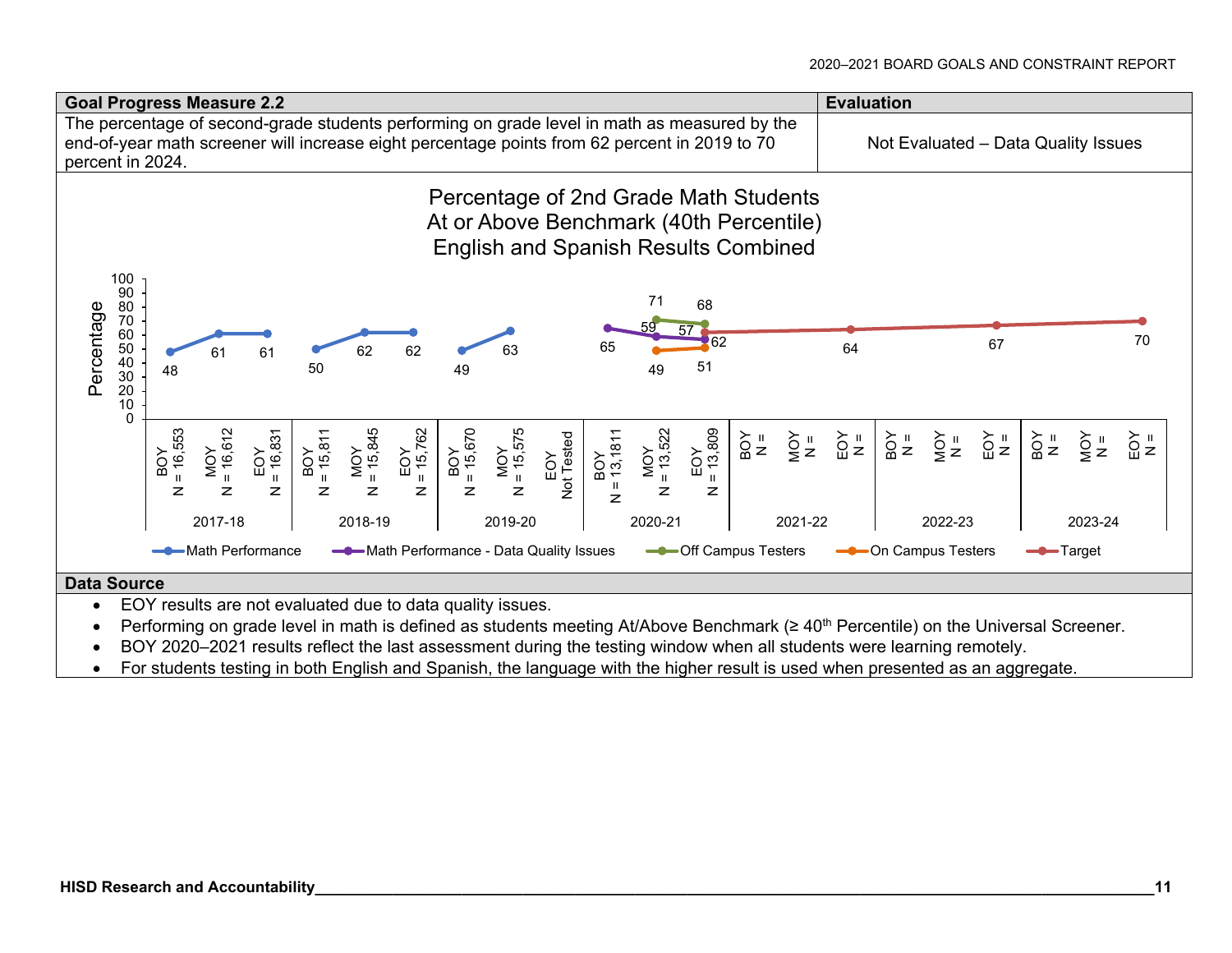| Goal Progress Measure 2.2 | Evaluation |
|---|---|
| The percentage of second-grade students performing on grade level in math as measured by the end-of-year math screener will increase eight percentage points from 62 percent in 2019 to 70 percent in 2024. | Not Evaluated – Data Quality Issues |

**Percentage of 2nd Grade Math Students At or Above Benchmark (40th Percentile) English and Spanish Results Combined**

| Year | Administration | N | Math Performance | Math Performance - Data Quality Issues | Off Campus Testers | On Campus Testers | Target |
|---|---|---|---|---|---|---|---|
| 2017-18 | BOY | 16,553 | 48 | | | | |
| 2017-18 | MOY | 16,612 | 61 | | | | |
| 2017-18 | EOY | 16,831 | 61 | | | | |
| 2018-19 | BOY | 15,811 | 50 | | | | |
| 2018-19 | MOY | 15,845 | 62 | | | | |
| 2018-19 | EOY | 15,762 | 62 | | | | |
| 2019-20 | BOY | 15,670 | 49 | | | | |
| 2019-20 | MOY | 15,575 | 63 | | | | |
| 2019-20 | EOY | Not Tested | | | | | |
| 2020-21 | BOY | 13,1811 | | 65 | | | |
| 2020-21 | MOY | 13,522 | | 59 | 71 | 49 | |
| 2020-21 | EOY | 13,809 | | 57 | 68 | 51 | 62 |
| 2021-22 | BOY | | | | | | |
| 2021-22 | MOY | | | | | | |
| 2021-22 | EOY | | | | | | 64 |
| 2022-23 | BOY | | | | | | |
| 2022-23 | MOY | | | | | | |
| 2022-23 | EOY | | | | | | 67 |
| 2023-24 | BOY | | | | | | |
| 2023-24 | MOY | | | | | | |
| 2023-24 | EOY | | | | | | 70 |

## Data Source

- EOY results are not evaluated due to data quality issues.
- Performing on grade level in math is defined as students meeting At/Above Benchmark (≥ 40th Percentile) on the Universal Screener.
- BOY 2020–2021 results reflect the last assessment during the testing window when all students were learning remotely.
- For students testing in both English and Spanish, the language with the higher result is used when presented as an aggregate.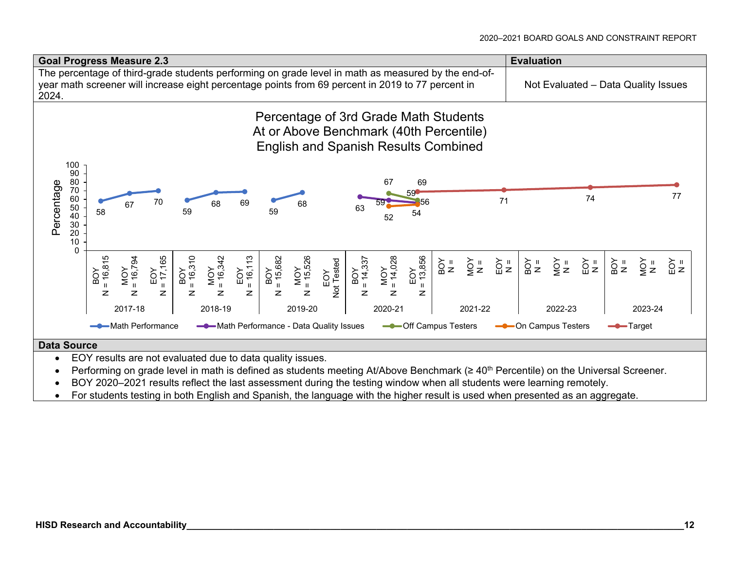| Goal Progress Measure 2.3 | Evaluation |
| --- | --- |
| The percentage of third-grade students performing on grade level in math as measured by the end-of-year math screener will increase eight percentage points from 69 percent in 2019 to 77 percent in 2024. | Not Evaluated – Data Quality Issues |

**Percentage of 3rd Grade Math Students At or Above Benchmark (40th Percentile) English and Spanish Results Combined**

| Year | Period | N | Math Performance | Math Performance - Data Quality Issues | Off Campus Testers | On Campus Testers | Target |
| --- | --- | --- | --- | --- | --- | --- | --- |
| 2017-18 | BOY | 16,815 | 58 | | | | |
| 2017-18 | MOY | 16,794 | 67 | | | | |
| 2017-18 | EOY | 17,165 | 70 | | | | |
| 2018-19 | BOY | 16,310 | 59 | | | | |
| 2018-19 | MOY | 16,342 | 68 | | | | |
| 2018-19 | EOY | 16,113 | 69 | | | | |
| 2019-20 | BOY | 15,682 | 59 | | | | |
| 2019-20 | MOY | 15,526 | 68 | | | | |
| 2019-20 | EOY | Not Tested | | | | | |
| 2020-21 | BOY | 14,337 | | 63 | | | |
| 2020-21 | MOY | 14,028 | | 59 | 67 | 52 | |
| 2020-21 | EOY | 13,856 | | 56 | 59 | 54 | 69 |
| 2021-22 | EOY | | | | | | 71 |
| 2022-23 | EOY | | | | | | 74 |
| 2023-24 | EOY | | | | | | 77 |

**Data Source**

- EOY results are not evaluated due to data quality issues.
- Performing on grade level in math is defined as students meeting At/Above Benchmark (≥ 40th Percentile) on the Universal Screener.
- BOY 2020–2021 results reflect the last assessment during the testing window when all students were learning remotely.
- For students testing in both English and Spanish, the language with the higher result is used when presented as an aggregate.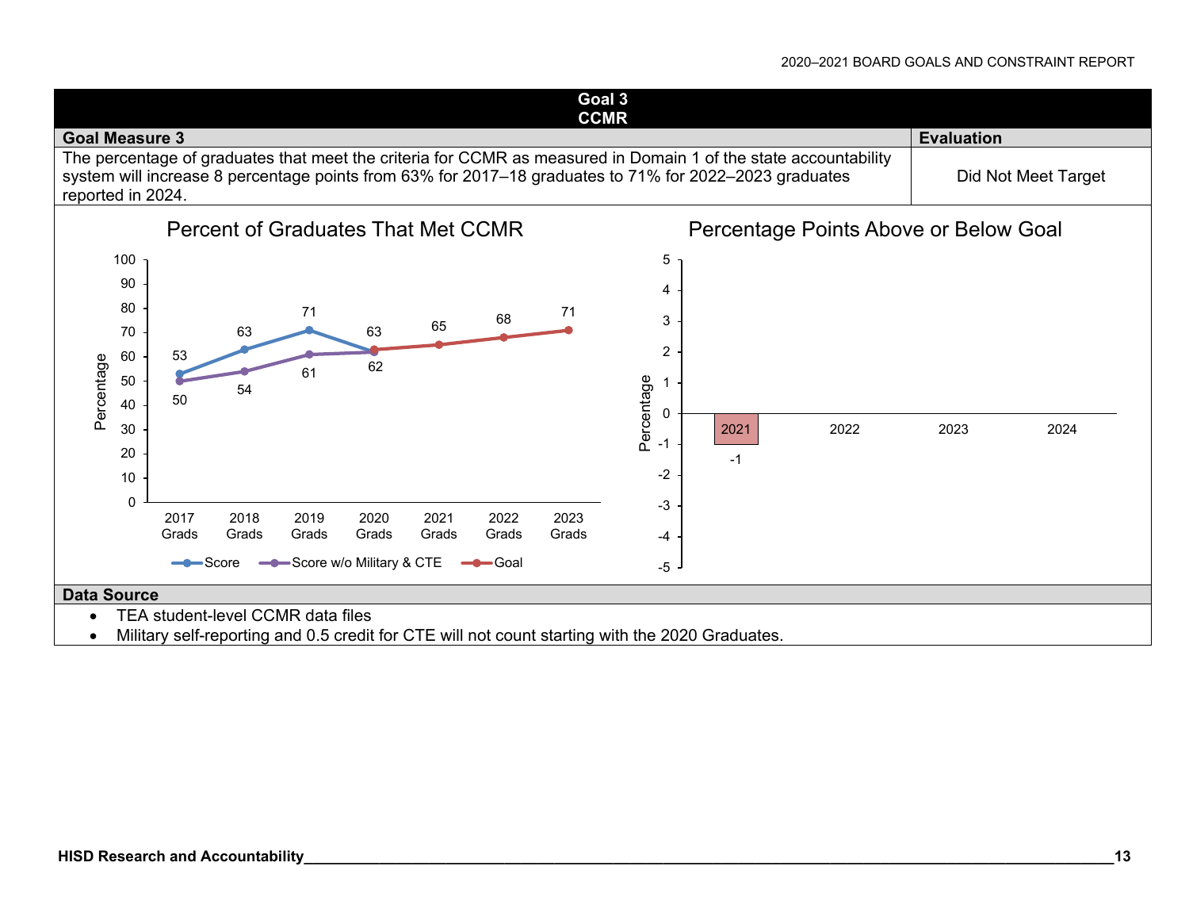## Goal 3
## CCMR

| Goal Measure 3 | Evaluation |
|---|---|
| The percentage of graduates that meet the criteria for CCMR as measured in Domain 1 of the state accountability system will increase 8 percentage points from 63% for 2017–18 graduates to 71% for 2022–2023 graduates reported in 2024. | Did Not Meet Target |

**Percent of Graduates That Met CCMR**

| | 2017 Grads | 2018 Grads | 2019 Grads | 2020 Grads | 2021 Grads | 2022 Grads | 2023 Grads |
|---|---|---|---|---|---|---|---|
| Score | 53 | 63 | 71 | 62 | | | |
| Score w/o Military & CTE | 50 | 54 | 61 | 62 | | | |
| Goal | | | | 63 | 65 | 68 | 71 |

**Percentage Points Above or Below Goal**

| 2021 | 2022 | 2023 | 2024 |
|---|---|---|---|
| -1 | | | |

**Data Source**

- TEA student-level CCMR data files
- Military self-reporting and 0.5 credit for CTE will not count starting with the 2020 Graduates.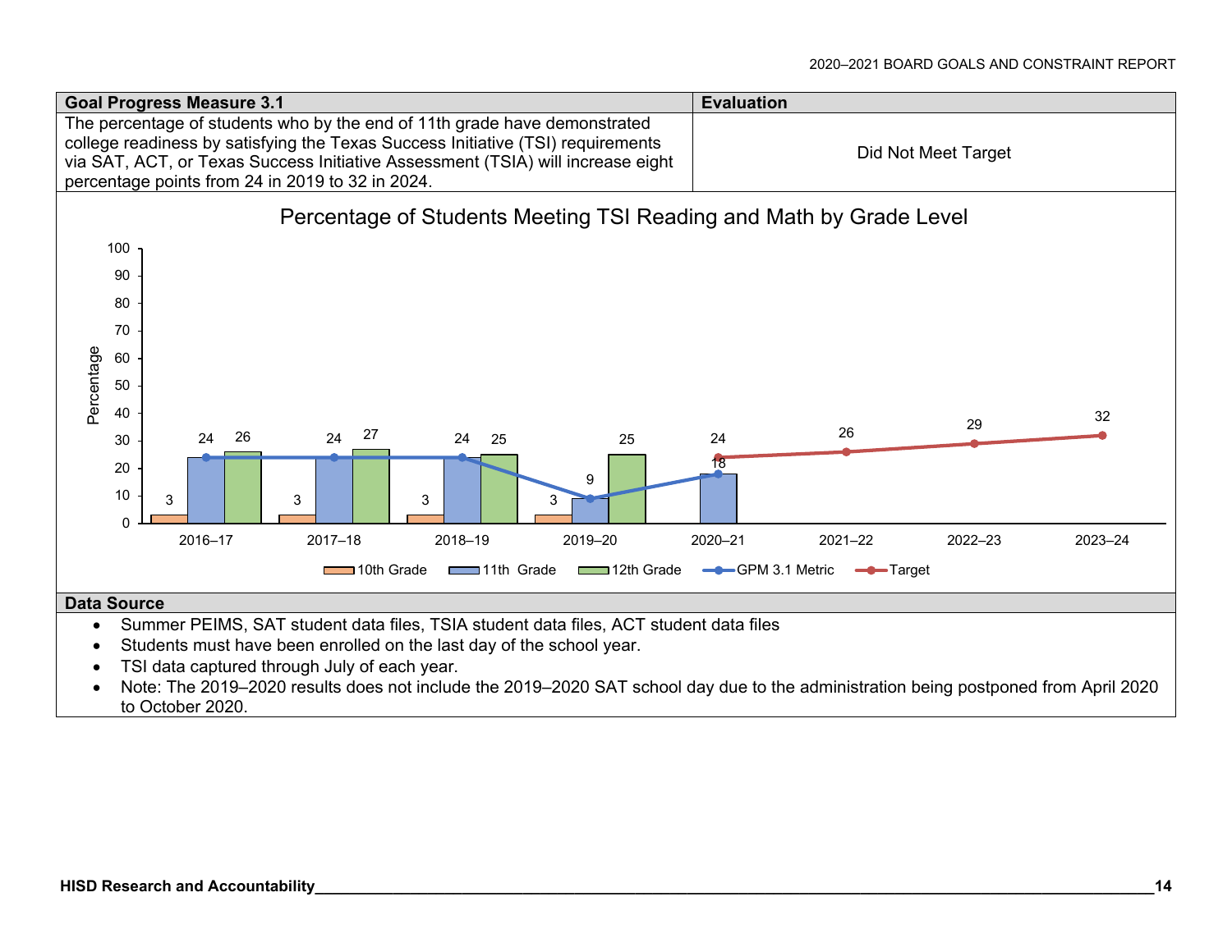| Goal Progress Measure 3.1 | Evaluation |
|---|---|
| The percentage of students who by the end of 11th grade have demonstrated college readiness by satisfying the Texas Success Initiative (TSI) requirements via SAT, ACT, or Texas Success Initiative Assessment (TSIA) will increase eight percentage points from 24 in 2019 to 32 in 2024. | Did Not Meet Target |

**Percentage of Students Meeting TSI Reading and Math by Grade Level**

| | 2016–17 | 2017–18 | 2018–19 | 2019–20 | 2020–21 | 2021–22 | 2022–23 | 2023–24 |
|---|---|---|---|---|---|---|---|---|
| 10th Grade | 3 | 3 | 3 | 3 | | | | |
| 11th Grade | 24 | 24 | 24 | 9 | 18 | | | |
| 12th Grade | 26 | 27 | 25 | 25 | | | | |
| GPM 3.1 Metric | 24 | 24 | 24 | 9 | 18 | | | |
| Target | | | | | 24 | 26 | 29 | 32 |

**Data Source**

- Summer PEIMS, SAT student data files, TSIA student data files, ACT student data files
- Students must have been enrolled on the last day of the school year.
- TSI data captured through July of each year.
- Note: The 2019–2020 results does not include the 2019–2020 SAT school day due to the administration being postponed from April 2020 to October 2020.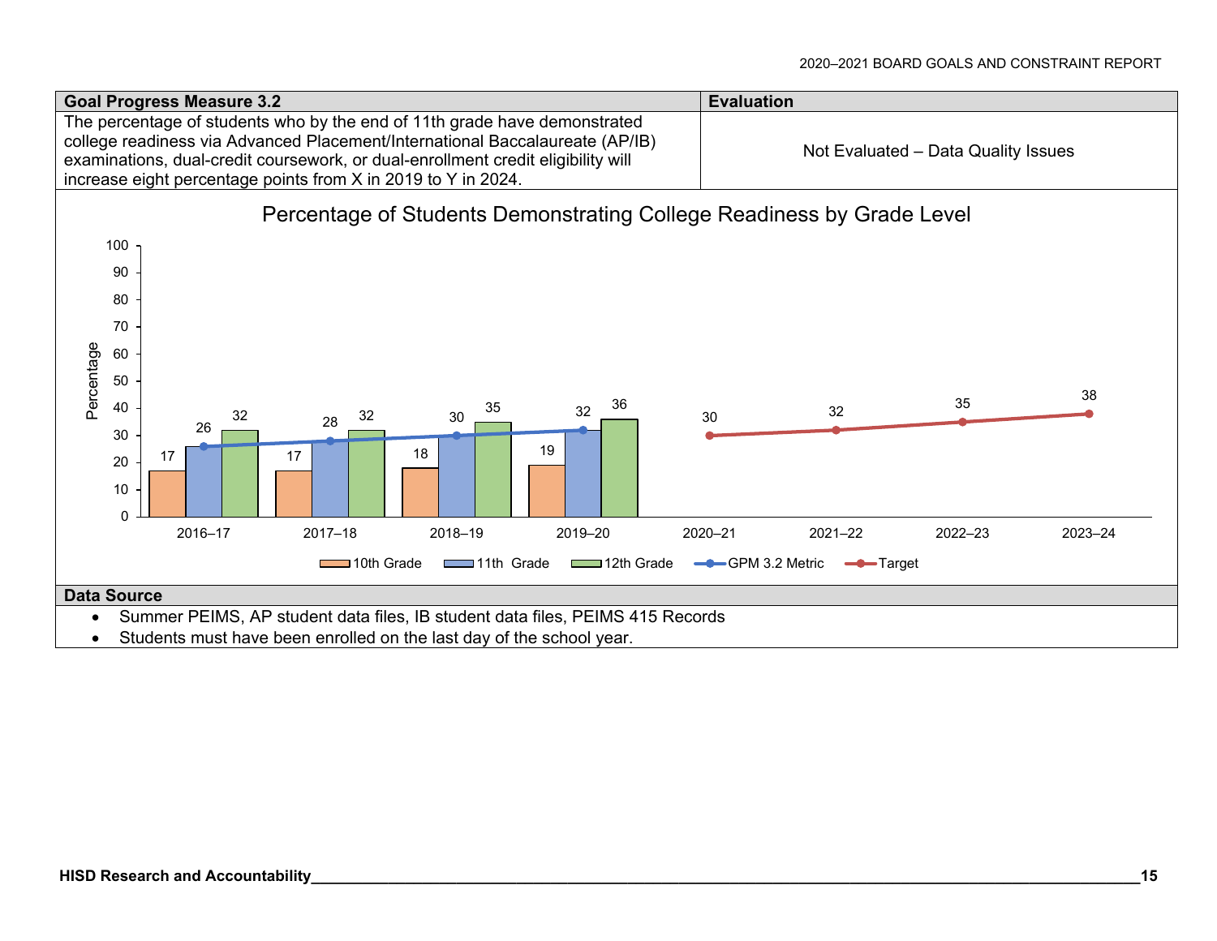| Goal Progress Measure 3.2 | Evaluation |
|---|---|
| The percentage of students who by the end of 11th grade have demonstrated college readiness via Advanced Placement/International Baccalaureate (AP/IB) examinations, dual-credit coursework, or dual-enrollment credit eligibility will increase eight percentage points from X in 2019 to Y in 2024. | Not Evaluated – Data Quality Issues |

**Percentage of Students Demonstrating College Readiness by Grade Level**

| Year | 10th Grade | 11th Grade | 12th Grade | GPM 3.2 Metric | Target |
|---|---|---|---|---|---|
| 2016–17 | 17 | 26 | 32 | 26 | |
| 2017–18 | 17 | 28 | 32 | 28 | |
| 2018–19 | 18 | 30 | 35 | 30 | |
| 2019–20 | 19 | 32 | 36 | 32 | |
| 2020–21 | | | | | 30 |
| 2021–22 | | | | | 32 |
| 2022–23 | | | | | 35 |
| 2023–24 | | | | | 38 |

**Data Source**

- Summer PEIMS, AP student data files, IB student data files, PEIMS 415 Records
- Students must have been enrolled on the last day of the school year.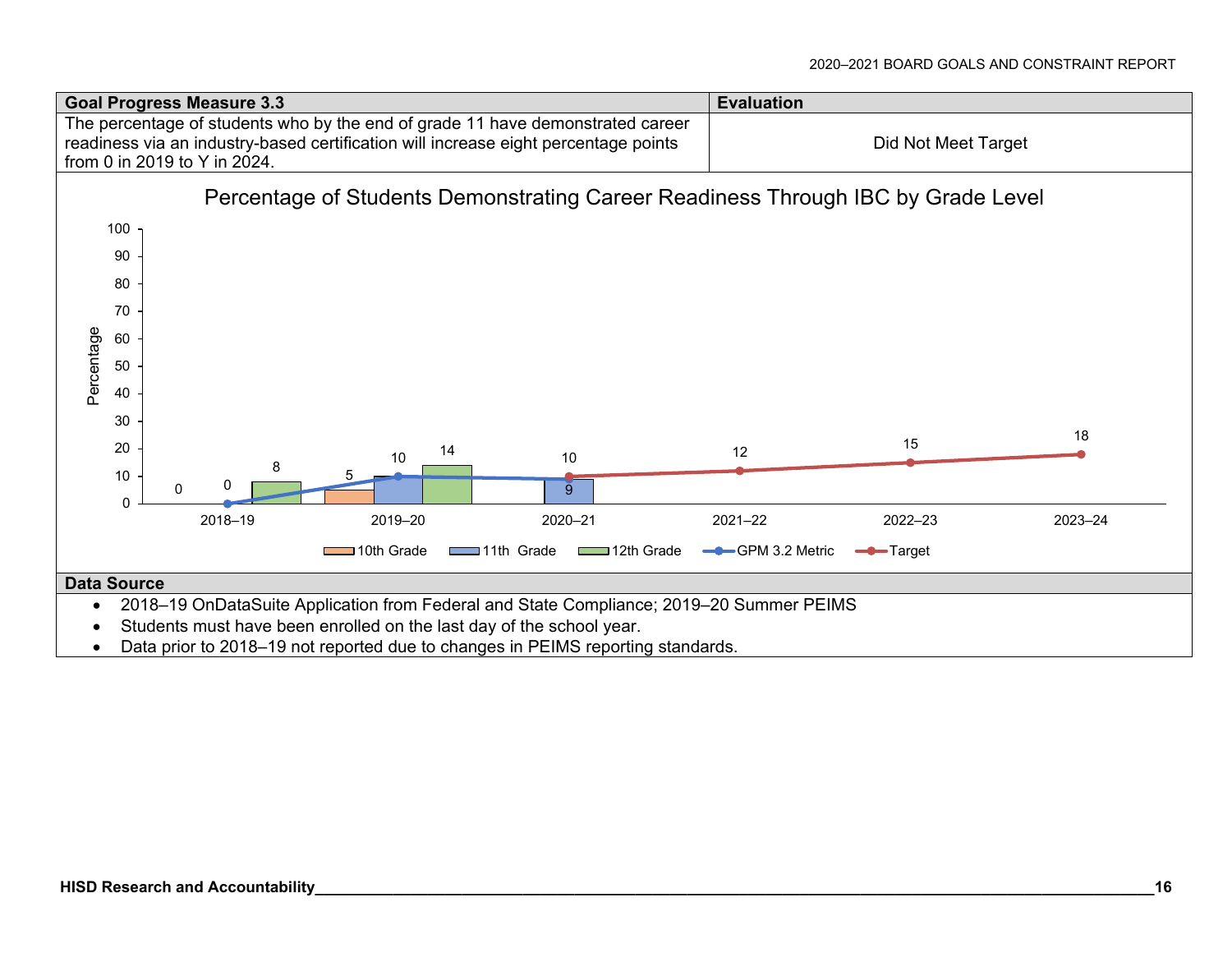| Goal Progress Measure 3.3 | Evaluation |
| --- | --- |
| The percentage of students who by the end of grade 11 have demonstrated career readiness via an industry-based certification will increase eight percentage points from 0 in 2019 to Y in 2024. | Did Not Meet Target |

**Percentage of Students Demonstrating Career Readiness Through IBC by Grade Level**

| Year | 10th Grade | 11th Grade | 12th Grade | GPM 3.2 Metric | Target |
| --- | --- | --- | --- | --- | --- |
| 2018–19 | 0 | 0 | 8 | 0 | |
| 2019–20 | 5 | 10 | 14 | 10 | |
| 2020–21 | | 9 | | 9 | 10 |
| 2021–22 | | | | | 12 |
| 2022–23 | | | | | 15 |
| 2023–24 | | | | | 18 |

### Data Source

- 2018–19 OnDataSuite Application from Federal and State Compliance; 2019–20 Summer PEIMS
- Students must have been enrolled on the last day of the school year.
- Data prior to 2018–19 not reported due to changes in PEIMS reporting standards.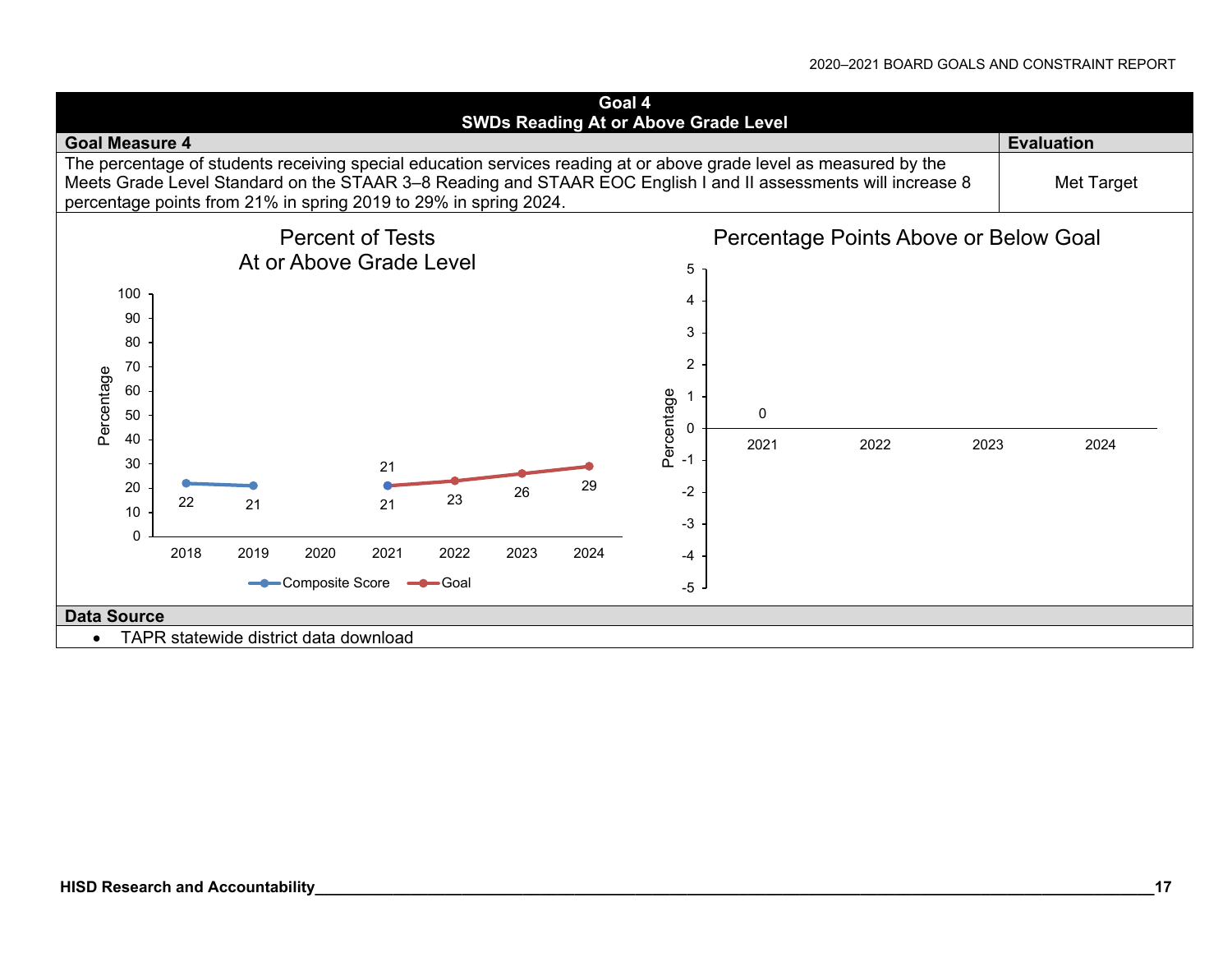## Goal 4
## SWDs Reading At or Above Grade Level

| Goal Measure 4 | Evaluation |
|---|---|
| The percentage of students receiving special education services reading at or above grade level as measured by the Meets Grade Level Standard on the STAAR 3–8 Reading and STAAR EOC English I and II assessments will increase 8 percentage points from 21% in spring 2019 to 29% in spring 2024. | Met Target |

**Percent of Tests At or Above Grade Level**

| Year | Composite Score | Goal |
|---|---|---|
| 2018 | 22 | |
| 2019 | 21 | |
| 2020 | | |
| 2021 | 21 | 21 |
| 2022 | | 23 |
| 2023 | | 26 |
| 2024 | | 29 |

**Percentage Points Above or Below Goal**

| Year | Percentage Points |
|---|---|
| 2021 | 0 |
| 2022 | |
| 2023 | |
| 2024 | |

**Data Source**

- TAPR statewide district data download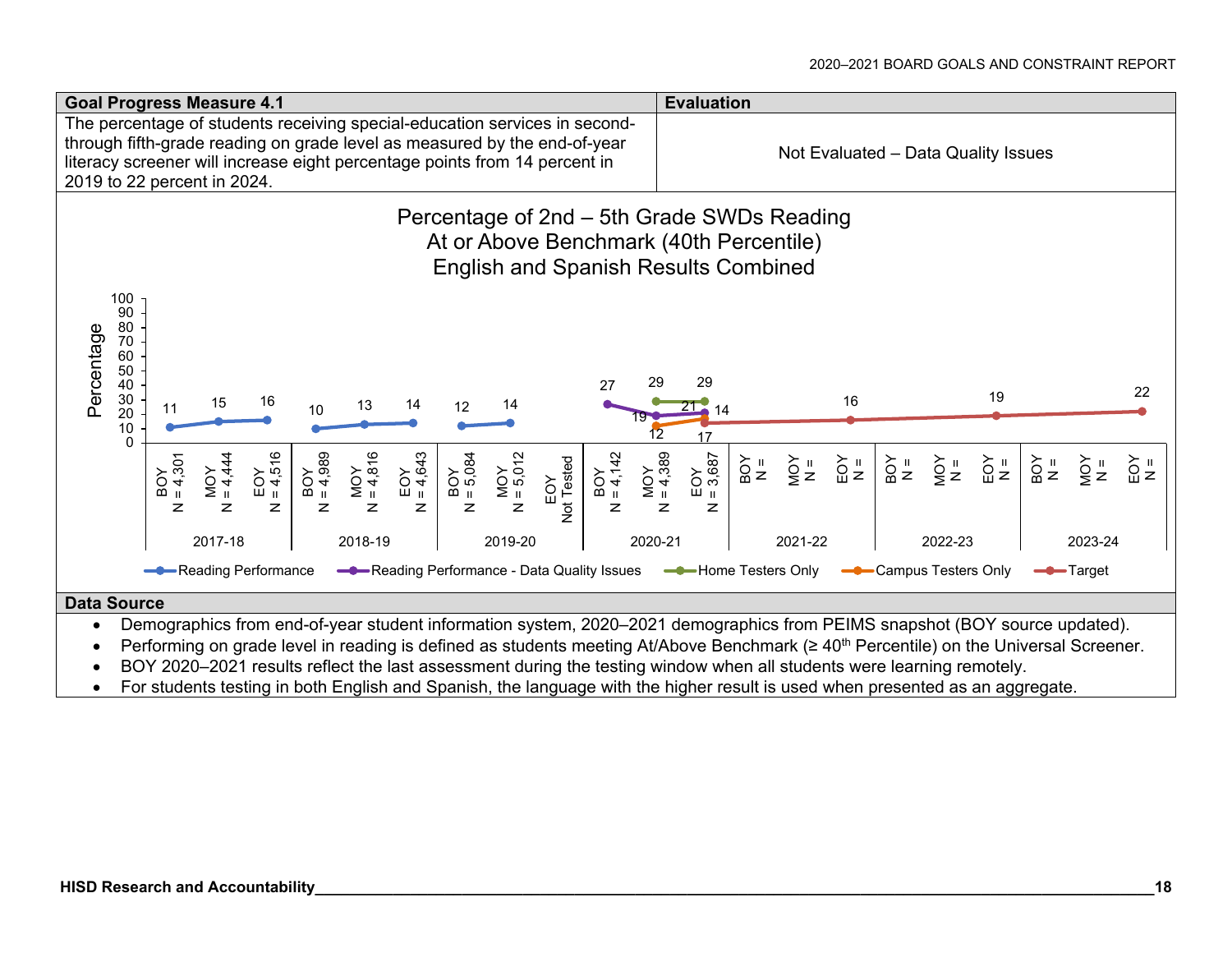| Goal Progress Measure 4.1 | Evaluation |
|---|---|
| The percentage of students receiving special-education services in second- through fifth-grade reading on grade level as measured by the end-of-year literacy screener will increase eight percentage points from 14 percent in 2019 to 22 percent in 2024. | Not Evaluated – Data Quality Issues |

**Percentage of 2nd – 5th Grade SWDs Reading At or Above Benchmark (40th Percentile) English and Spanish Results Combined**

| Year | Period | N | Reading Performance | Reading Performance - Data Quality Issues | Home Testers Only | Campus Testers Only | Target |
|---|---|---|---|---|---|---|---|
| 2017-18 | BOY | 4,301 | 11 | | | | |
| 2017-18 | MOY | 4,444 | 15 | | | | |
| 2017-18 | EOY | 4,516 | 16 | | | | |
| 2018-19 | BOY | 4,989 | 10 | | | | |
| 2018-19 | MOY | 4,816 | 13 | | | | |
| 2018-19 | EOY | 4,643 | 14 | | | | |
| 2019-20 | BOY | 5,084 | 12 | | | | |
| 2019-20 | MOY | 5,012 | 14 | | | | |
| 2019-20 | EOY | Not Tested | | | | | |
| 2020-21 | BOY | 4,142 | | 27 | | | |
| 2020-21 | MOY | 4,389 | | 19 | 29 | 12 | |
| 2020-21 | EOY | 3,687 | | 21 | 29 | 17 | 14 |
| 2021-22 | BOY | | | | | | |
| 2021-22 | MOY | | | | | | |
| 2021-22 | EOY | | | | | | 16 |
| 2022-23 | BOY | | | | | | |
| 2022-23 | MOY | | | | | | |
| 2022-23 | EOY | | | | | | 19 |
| 2023-24 | BOY | | | | | | |
| 2023-24 | MOY | | | | | | |
| 2023-24 | EOY | | | | | | 22 |

**Data Source**

- Demographics from end-of-year student information system, 2020–2021 demographics from PEIMS snapshot (BOY source updated).
- Performing on grade level in reading is defined as students meeting At/Above Benchmark (≥ 40th Percentile) on the Universal Screener.
- BOY 2020–2021 results reflect the last assessment during the testing window when all students were learning remotely.
- For students testing in both English and Spanish, the language with the higher result is used when presented as an aggregate.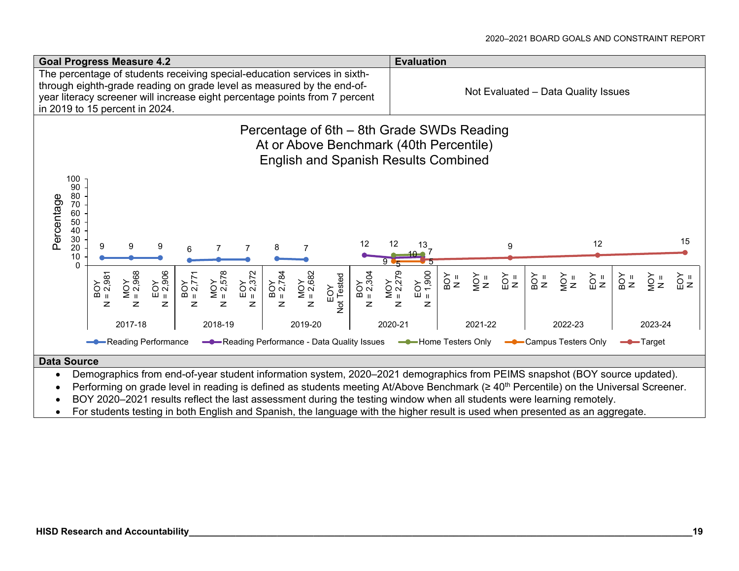| Goal Progress Measure 4.2 | Evaluation |
|---|---|
| The percentage of students receiving special-education services in sixth- through eighth-grade reading on grade level as measured by the end-of-year literacy screener will increase eight percentage points from 7 percent in 2019 to 15 percent in 2024. | Not Evaluated – Data Quality Issues |

**Percentage of 6th – 8th Grade SWDs Reading At or Above Benchmark (40th Percentile) English and Spanish Results Combined**

| Year | Period | N | Reading Performance | Reading Performance - Data Quality Issues | Home Testers Only | Campus Testers Only | Target |
|---|---|---|---|---|---|---|---|
| 2017-18 | BOY | 2,981 | 9 | | | | |
| | MOY | 2,968 | 9 | | | | |
| | EOY | 2,906 | 9 | | | | |
| 2018-19 | BOY | 2,771 | 6 | | | | |
| | MOY | 2,578 | 7 | | | | |
| | EOY | 2,372 | 7 | | | | |
| 2019-20 | BOY | 2,784 | 8 | | | | |
| | MOY | 2,682 | 7 | | | | |
| | EOY | Not Tested | | | | | |
| 2020-21 | BOY | 2,304 | | 12 | | | |
| | MOY | 2,279 | | 9 | 12 | 5 | |
| | EOY | 1,900 | | 10 | 13 | 5 | 7 |
| 2021-22 | BOY | | | | | | |
| | MOY | | | | | | |
| | EOY | | | | | | 9 |
| 2022-23 | BOY | | | | | | |
| | MOY | | | | | | |
| | EOY | | | | | | 12 |
| 2023-24 | BOY | | | | | | |
| | MOY | | | | | | |
| | EOY | | | | | | 15 |

**Data Source**

- Demographics from end-of-year student information system, 2020–2021 demographics from PEIMS snapshot (BOY source updated).
- Performing on grade level in reading is defined as students meeting At/Above Benchmark (≥ 40th Percentile) on the Universal Screener.
- BOY 2020–2021 results reflect the last assessment during the testing window when all students were learning remotely.
- For students testing in both English and Spanish, the language with the higher result is used when presented as an aggregate.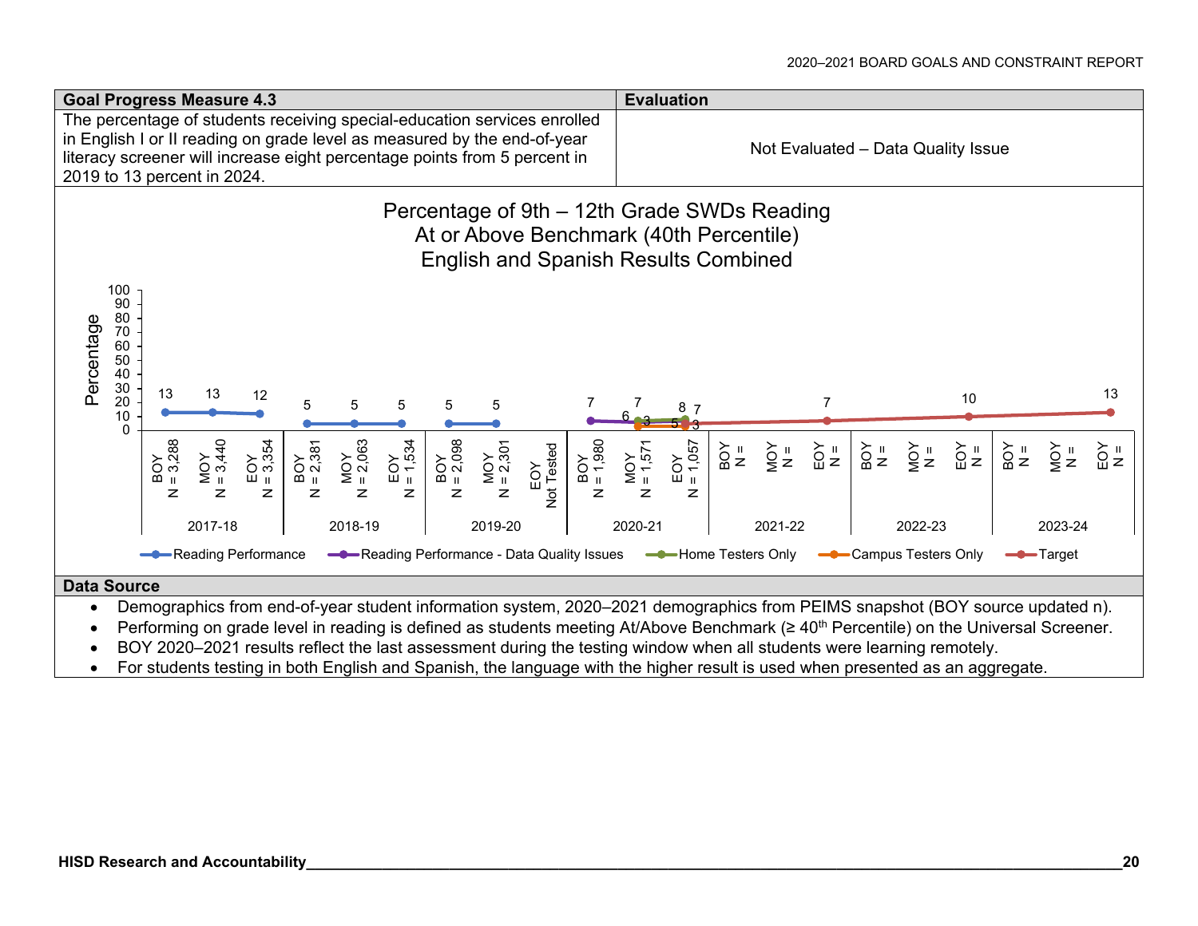| Goal Progress Measure 4.3 | Evaluation |
|---|---|
| The percentage of students receiving special-education services enrolled in English I or II reading on grade level as measured by the end-of-year literacy screener will increase eight percentage points from 5 percent in 2019 to 13 percent in 2024. | Not Evaluated – Data Quality Issue |

**Percentage of 9th – 12th Grade SWDs Reading At or Above Benchmark (40th Percentile) English and Spanish Results Combined**

| Year | Administration | N | Reading Performance | Reading Performance - Data Quality Issues | Home Testers Only | Campus Testers Only | Target |
|---|---|---|---|---|---|---|---|
| 2017-18 | BOY | 3,288 | 13 | | | | |
| 2017-18 | MOY | 3,440 | 13 | | | | |
| 2017-18 | EOY | 3,354 | 12 | | | | |
| 2018-19 | BOY | 2,381 | 5 | | | | |
| 2018-19 | MOY | 2,063 | 5 | | | | |
| 2018-19 | EOY | 1,534 | 5 | | | | |
| 2019-20 | BOY | 2,098 | 5 | | | | |
| 2019-20 | MOY | 2,301 | 5 | | | | |
| 2019-20 | EOY | Not Tested | | | | | |
| 2020-21 | BOY | 1,980 | | 7 | | | |
| 2020-21 | MOY | 1,571 | | 6 | 7 | 3 | |
| 2020-21 | EOY | 1,057 | | 7 | 8 | 3 | 5 |
| 2021-22 | BOY | | | | | | |
| 2021-22 | MOY | | | | | | |
| 2021-22 | EOY | | | | | | 7 |
| 2022-23 | BOY | | | | | | |
| 2022-23 | MOY | | | | | | |
| 2022-23 | EOY | | | | | | 10 |
| 2023-24 | BOY | | | | | | |
| 2023-24 | MOY | | | | | | |
| 2023-24 | EOY | | | | | | 13 |

**Data Source**

- Demographics from end-of-year student information system, 2020–2021 demographics from PEIMS snapshot (BOY source updated n).
- Performing on grade level in reading is defined as students meeting At/Above Benchmark (≥ 40th Percentile) on the Universal Screener.
- BOY 2020–2021 results reflect the last assessment during the testing window when all students were learning remotely.
- For students testing in both English and Spanish, the language with the higher result is used when presented as an aggregate.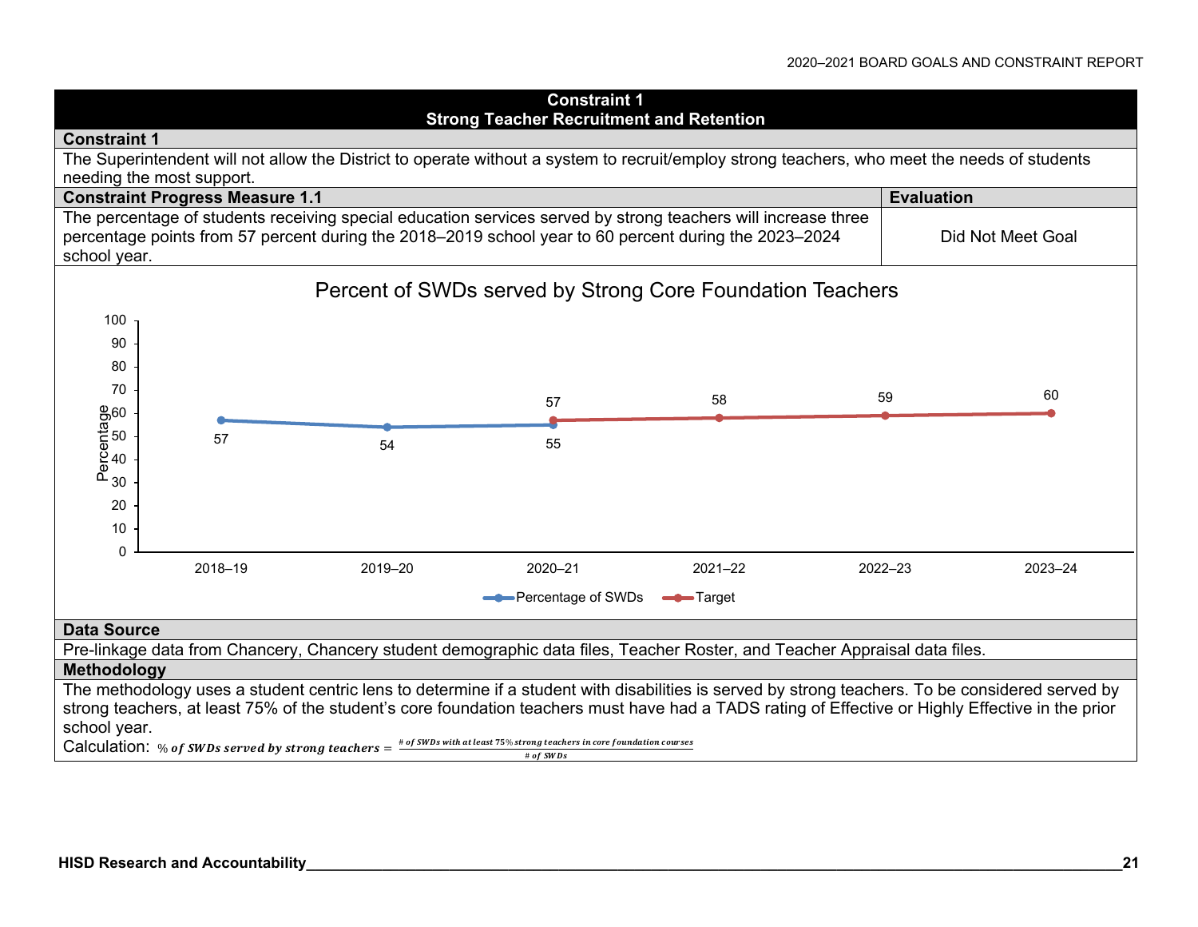## Constraint 1
## Strong Teacher Recruitment and Retention

**Constraint 1**

The Superintendent will not allow the District to operate without a system to recruit/employ strong teachers, who meet the needs of students needing the most support.

| **Constraint Progress Measure 1.1** | **Evaluation** |
|---|---|
| The percentage of students receiving special education services served by strong teachers will increase three percentage points from 57 percent during the 2018–2019 school year to 60 percent during the 2023–2024 school year. | Did Not Meet Goal |

**Percent of SWDs served by Strong Core Foundation Teachers**

| | 2018–19 | 2019–20 | 2020–21 | 2021–22 | 2022–23 | 2023–24 |
|---|---|---|---|---|---|---|
| Percentage of SWDs | 57 | 54 | 55 | | | |
| Target | | | 57 | 58 | 59 | 60 |

**Data Source**

Pre-linkage data from Chancery, Chancery student demographic data files, Teacher Roster, and Teacher Appraisal data files.

**Methodology**

The methodology uses a student centric lens to determine if a student with disabilities is served by strong teachers. To be considered served by strong teachers, at least 75% of the student's core foundation teachers must have had a TADS rating of Effective or Highly Effective in the prior school year.

Calculation: $\%\ of\ SWDs\ served\ by\ strong\ teachers = \frac{\#\ of\ SWDs\ with\ at\ least\ 75\%\ strong\ teachers\ in\ core\ foundation\ courses}{\#\ of\ SWDs}$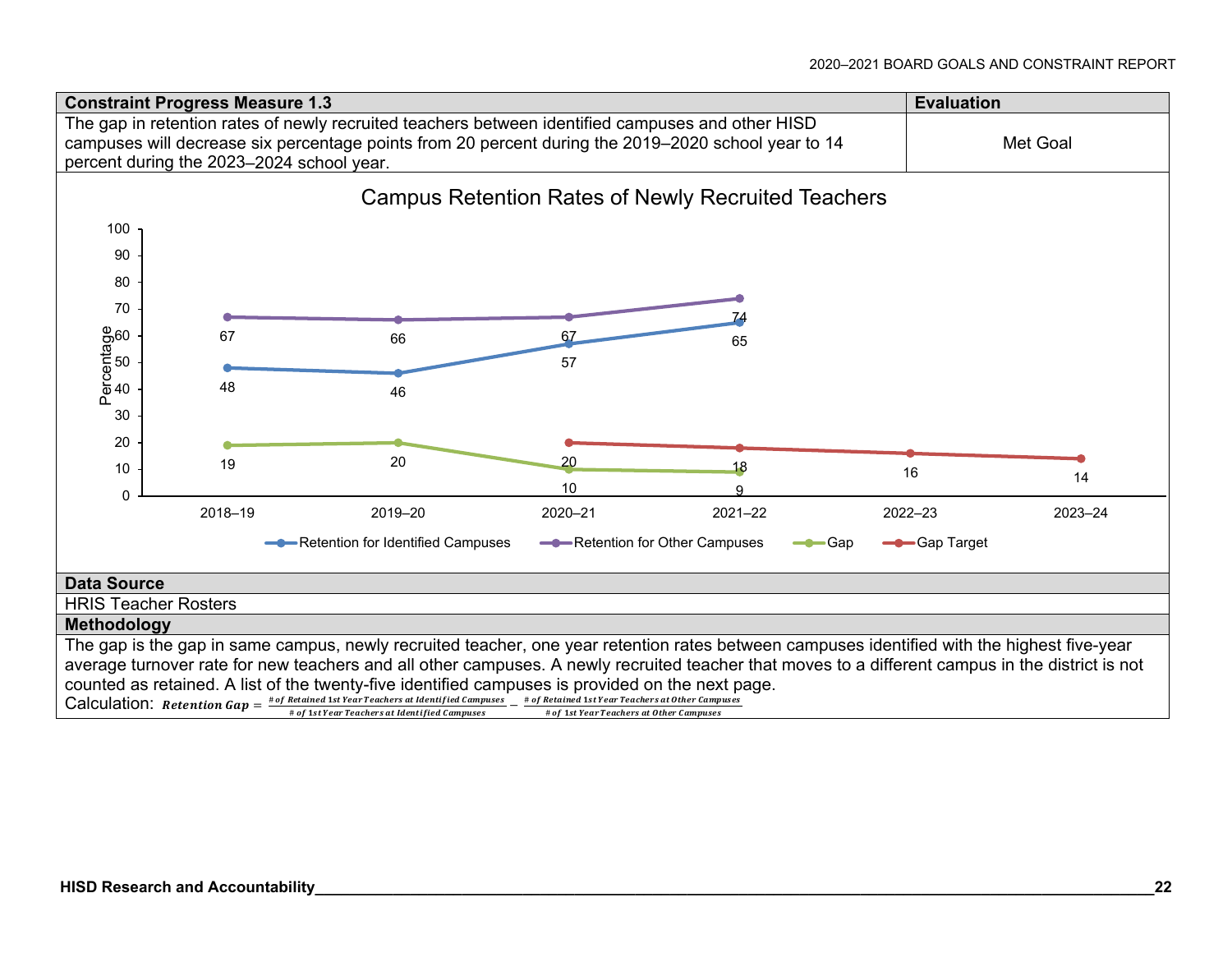| Constraint Progress Measure 1.3 | Evaluation |
|---|---|
| The gap in retention rates of newly recruited teachers between identified campuses and other HISD campuses will decrease six percentage points from 20 percent during the 2019–2020 school year to 14 percent during the 2023–2024 school year. | Met Goal |

**Campus Retention Rates of Newly Recruited Teachers**

| | 2018–19 | 2019–20 | 2020–21 | 2021–22 | 2022–23 | 2023–24 |
|---|---|---|---|---|---|---|
| Retention for Identified Campuses | 48 | 46 | 57 | 65 | | |
| Retention for Other Campuses | 67 | 66 | 67 | 74 | | |
| Gap | 19 | 20 | 10 | 9 | | |
| Gap Target | | | 20 | 18 | 16 | 14 |

**Data Source**

HRIS Teacher Rosters

**Methodology**

The gap is the gap in same campus, newly recruited teacher, one year retention rates between campuses identified with the highest five-year average turnover rate for new teachers and all other campuses. A newly recruited teacher that moves to a different campus in the district is not counted as retained. A list of the twenty-five identified campuses is provided on the next page.

Calculation: $\textbf{Retention Gap} = \frac{\text{\# of Retained 1st Year Teachers at Identified Campuses}}{\text{\# of 1st Year Teachers at Identified Campuses}} - \frac{\text{\# of Retained 1st Year Teachers at Other Campuses}}{\text{\# of 1st Year Teachers at Other Campuses}}$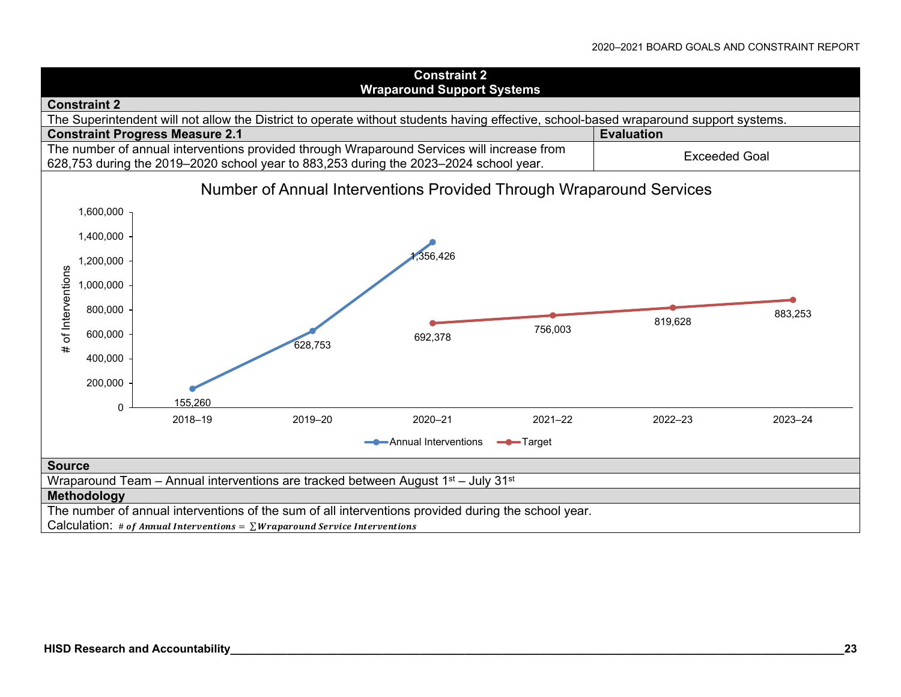## Constraint 2
## Wraparound Support Systems

**Constraint 2**

The Superintendent will not allow the District to operate without students having effective, school-based wraparound support systems.

| Constraint Progress Measure 2.1 | Evaluation |
|---|---|
| The number of annual interventions provided through Wraparound Services will increase from 628,753 during the 2019–2020 school year to 883,253 during the 2023–2024 school year. | Exceeded Goal |

**Number of Annual Interventions Provided Through Wraparound Services**

| | 2018–19 | 2019–20 | 2020–21 | 2021–22 | 2022–23 | 2023–24 |
|---|---|---|---|---|---|---|
| Annual Interventions | 155,260 | 628,753 | 1,356,426 | | | |
| Target | | | 692,378 | 756,003 | 819,628 | 883,253 |

**Source**

Wraparound Team – Annual interventions are tracked between August 1st – July 31st

**Methodology**

The number of annual interventions of the sum of all interventions provided during the school year.

Calculation: $\# \; of \; Annual \; Interventions = \sum Wraparound \; Service \; Interventions$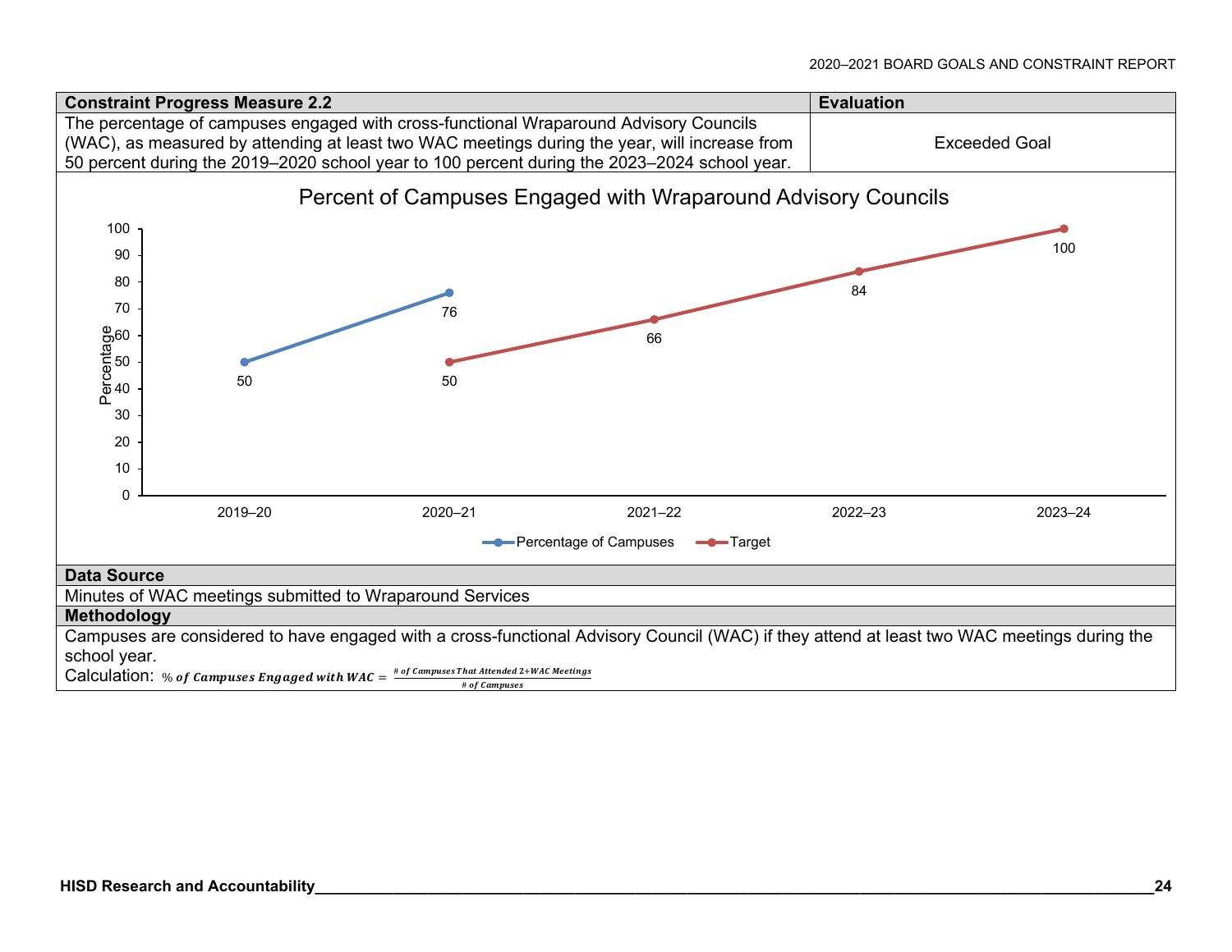| Constraint Progress Measure 2.2 | Evaluation |
| --- | --- |
| The percentage of campuses engaged with cross-functional Wraparound Advisory Councils (WAC), as measured by attending at least two WAC meetings during the year, will increase from 50 percent during the 2019–2020 school year to 100 percent during the 2023–2024 school year. | Exceeded Goal |

**Percent of Campuses Engaged with Wraparound Advisory Councils**

| | 2019–20 | 2020–21 | 2021–22 | 2022–23 | 2023–24 |
| --- | --- | --- | --- | --- | --- |
| Percentage of Campuses | 50 | 76 | | | |
| Target | | 50 | 66 | 84 | 100 |

**Data Source**

Minutes of WAC meetings submitted to Wraparound Services

**Methodology**

Campuses are considered to have engaged with a cross-functional Advisory Council (WAC) if they attend at least two WAC meetings during the school year.

Calculation: $\%\ \boldsymbol{of\ Campuses\ Engaged\ with\ WAC} = \frac{\#\ of\ Campuses\ That\ Attended\ 2+WAC\ Meetings}{\#\ of\ Campuses}$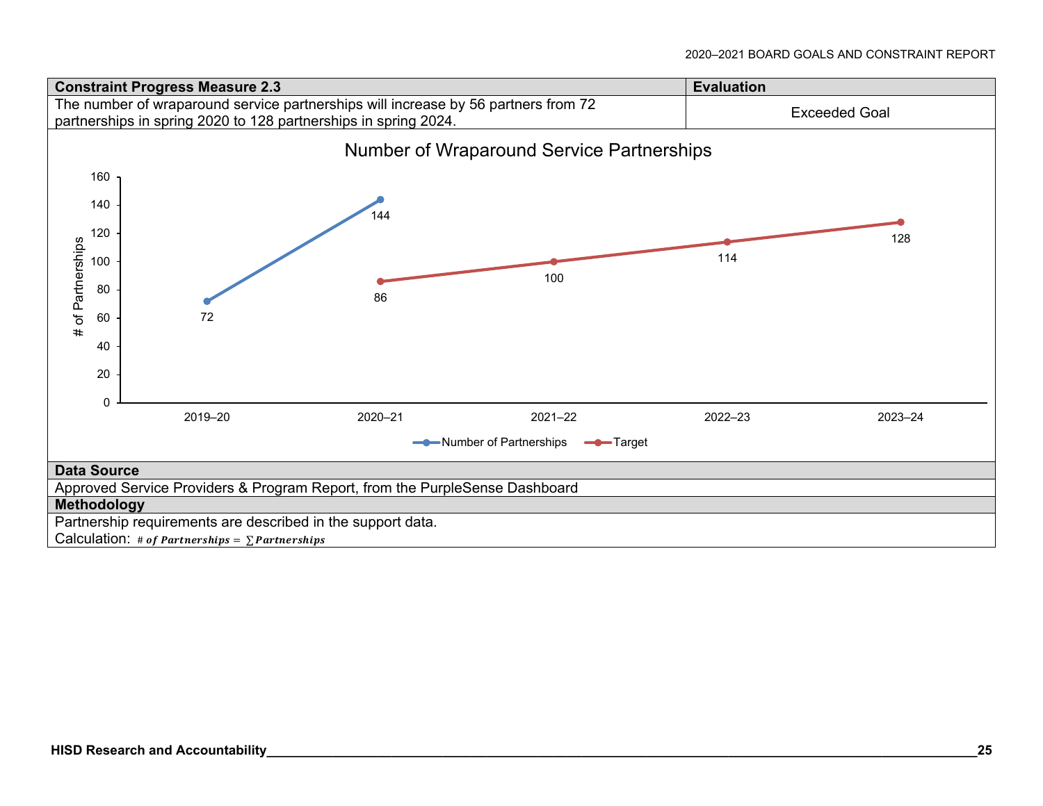| Constraint Progress Measure 2.3 | Evaluation |
|---|---|
| The number of wraparound service partnerships will increase by 56 partners from 72 partnerships in spring 2020 to 128 partnerships in spring 2024. | Exceeded Goal |

**Number of Wraparound Service Partnerships**

| | 2019–20 | 2020–21 | 2021–22 | 2022–23 | 2023–24 |
|---|---|---|---|---|---|
| Number of Partnerships | 72 | 144 | | | |
| Target | | 86 | 100 | 114 | 128 |

**Data Source**

Approved Service Providers & Program Report, from the PurpleSense Dashboard

**Methodology**

Partnership requirements are described in the support data.

Calculation: $\# \, of \, Partnerships = \sum Partnerships$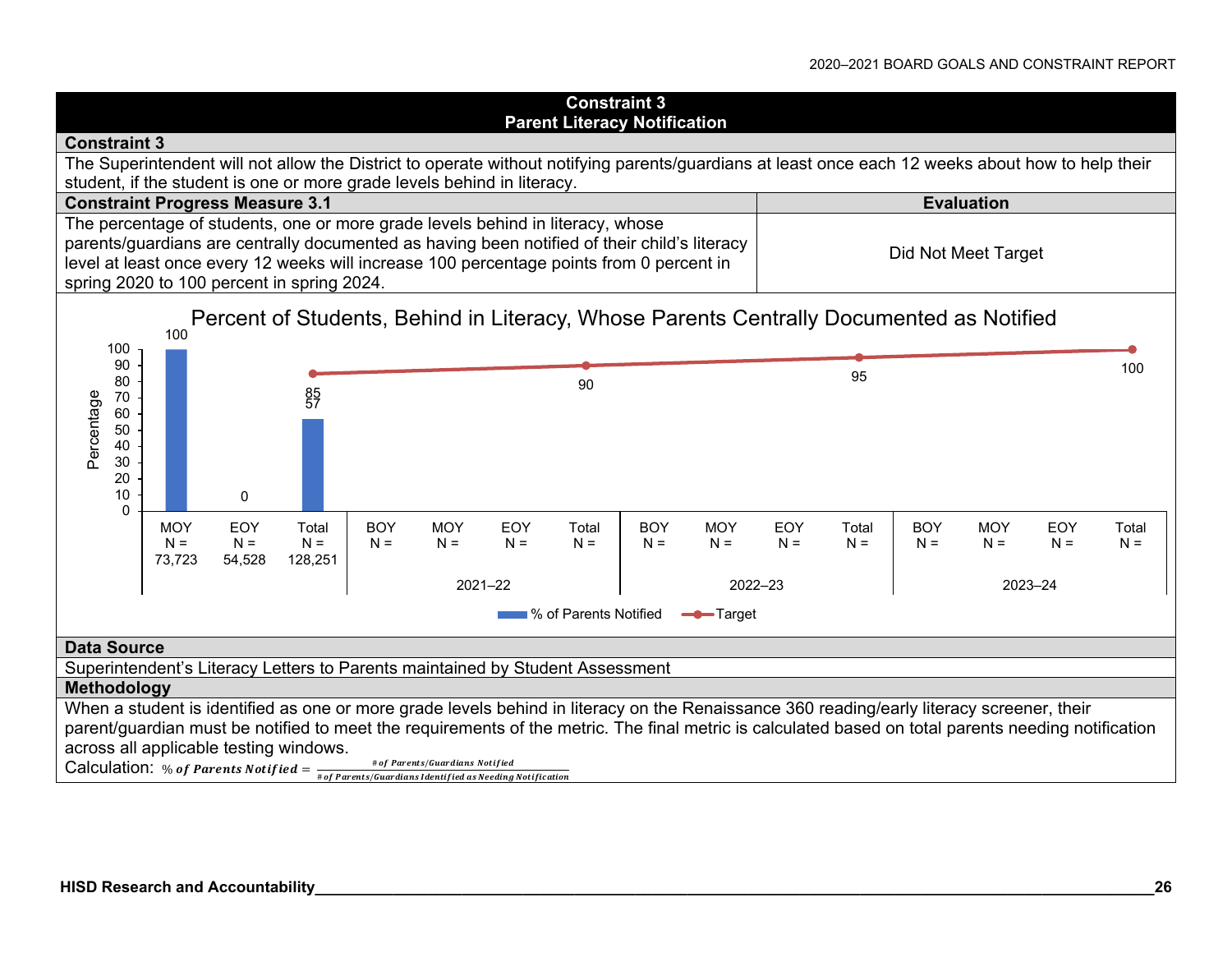## Constraint 3
## Parent Literacy Notification

**Constraint 3**

The Superintendent will not allow the District to operate without notifying parents/guardians at least once each 12 weeks about how to help their student, if the student is one or more grade levels behind in literacy.

| Constraint Progress Measure 3.1 | Evaluation |
|---|---|
| The percentage of students, one or more grade levels behind in literacy, whose parents/guardians are centrally documented as having been notified of their child's literacy level at least once every 12 weeks will increase 100 percentage points from 0 percent in spring 2020 to 100 percent in spring 2024. | Did Not Meet Target |

**Percent of Students, Behind in Literacy, Whose Parents Centrally Documented as Notified**

| Year | Window | N | % of Parents Notified | Target |
|---|---|---|---|---|
| | MOY | 73,723 | 100 | |
| | EOY | 54,528 | 0 | |
| | Total | 128,251 | 57 | 85 |
| 2021–22 | BOY | | | |
| 2021–22 | MOY | | | |
| 2021–22 | EOY | | | |
| 2021–22 | Total | | | 90 |
| 2022–23 | BOY | | | |
| 2022–23 | MOY | | | |
| 2022–23 | EOY | | | |
| 2022–23 | Total | | | 95 |
| 2023–24 | BOY | | | |
| 2023–24 | MOY | | | |
| 2023–24 | EOY | | | |
| 2023–24 | Total | | | 100 |

**Data Source**

Superintendent's Literacy Letters to Parents maintained by Student Assessment

**Methodology**

When a student is identified as one or more grade levels behind in literacy on the Renaissance 360 reading/early literacy screener, their parent/guardian must be notified to meet the requirements of the metric. The final metric is calculated based on total parents needing notification across all applicable testing windows.

Calculation: $\%\ \textit{of Parents Notified} = \frac{\#\ \textit{of Parents/Guardians Notified}}{\#\ \textit{of Parents/Guardians Identified as Needing Notification}}$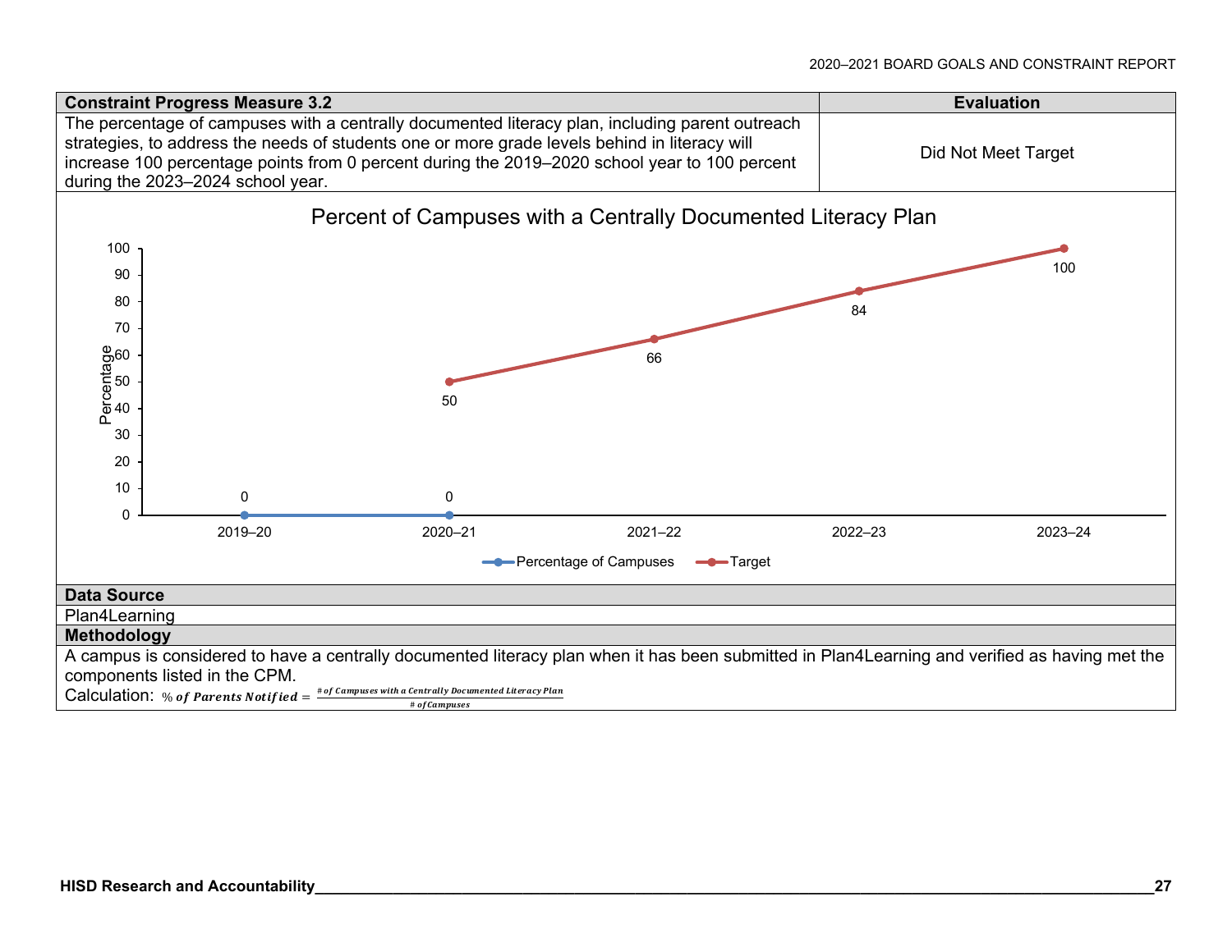| Constraint Progress Measure 3.2 | Evaluation |
|---|---|
| The percentage of campuses with a centrally documented literacy plan, including parent outreach strategies, to address the needs of students one or more grade levels behind in literacy will increase 100 percentage points from 0 percent during the 2019–2020 school year to 100 percent during the 2023–2024 school year. | Did Not Meet Target |

**Percent of Campuses with a Centrally Documented Literacy Plan**

| | 2019–20 | 2020–21 | 2021–22 | 2022–23 | 2023–24 |
|---|---|---|---|---|---|
| Percentage of Campuses | 0 | 0 | | | |
| Target | | 50 | 66 | 84 | 100 |

**Data Source**

Plan4Learning

**Methodology**

A campus is considered to have a centrally documented literacy plan when it has been submitted in Plan4Learning and verified as having met the components listed in the CPM.

Calculation: $\%\ of\ Parents\ Notified = \frac{\#\ of\ Campuses\ with\ a\ Centrally\ Documented\ Literacy\ Plan}{\#\ of\ Campuses}$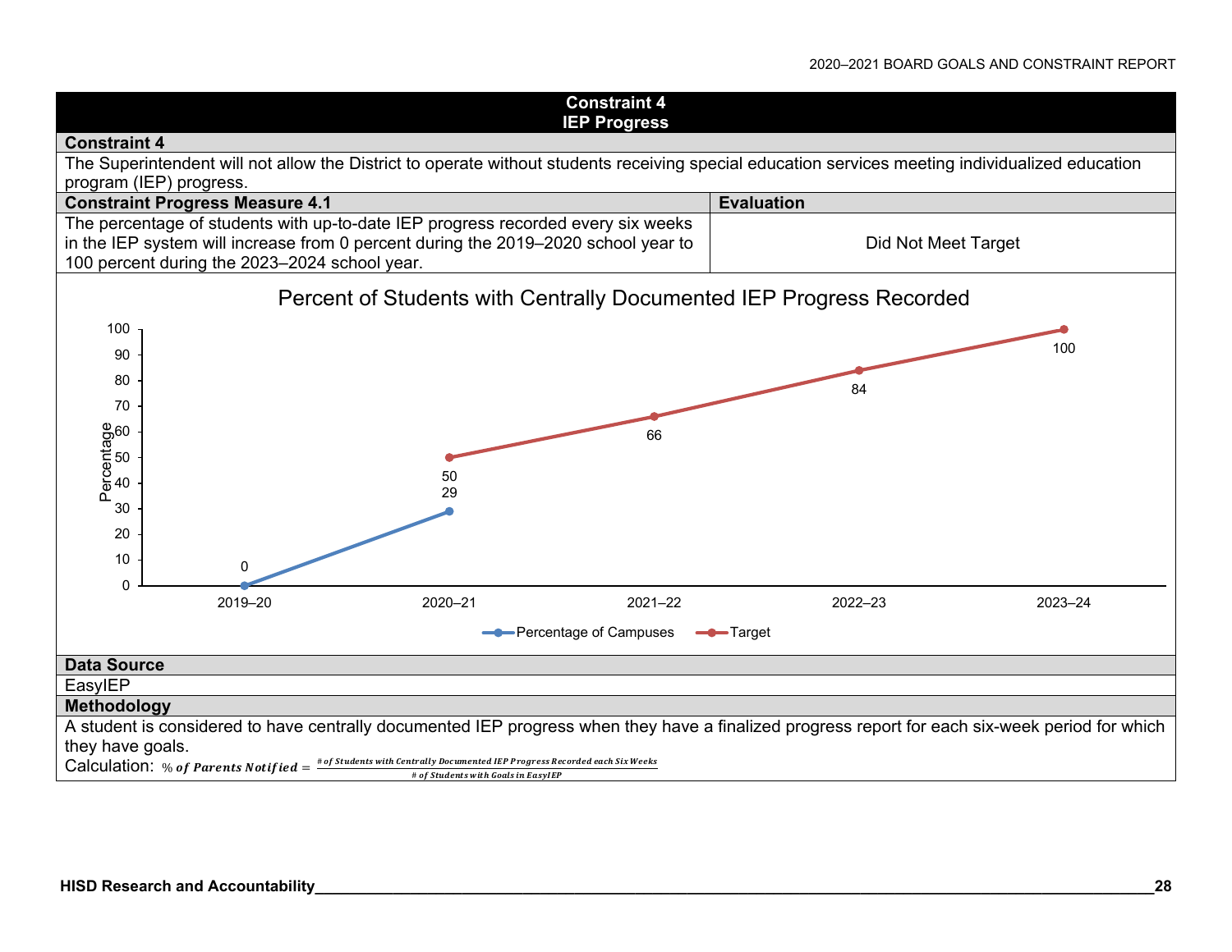## Constraint 4
## IEP Progress

**Constraint 4**

The Superintendent will not allow the District to operate without students receiving special education services meeting individualized education program (IEP) progress.

| Constraint Progress Measure 4.1 | Evaluation |
|---|---|
| The percentage of students with up-to-date IEP progress recorded every six weeks in the IEP system will increase from 0 percent during the 2019–2020 school year to 100 percent during the 2023–2024 school year. | Did Not Meet Target |

**Percent of Students with Centrally Documented IEP Progress Recorded**

| | 2019–20 | 2020–21 | 2021–22 | 2022–23 | 2023–24 |
|---|---|---|---|---|---|
| Percentage of Campuses | 0 | 29 | | | |
| Target | | 50 | 66 | 84 | 100 |

**Data Source**

EasyIEP

**Methodology**

A student is considered to have centrally documented IEP progress when they have a finalized progress report for each six-week period for which they have goals.

Calculation: $\% \text{ of Parents Notified} = \frac{\text{\# of Students with Centrally Documented IEP Progress Recorded each Six Weeks}}{\text{\# of Students with Goals in EasyIEP}}$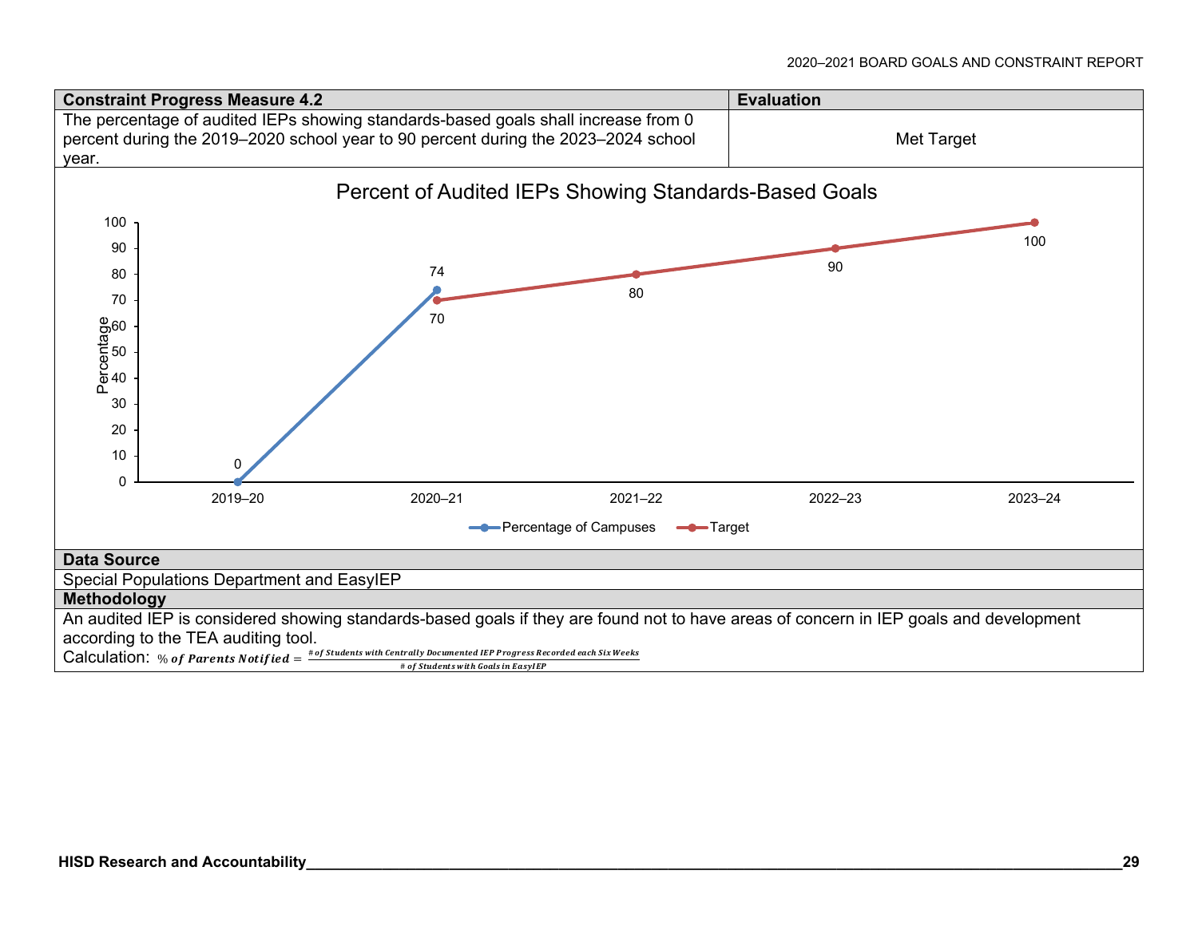| Constraint Progress Measure 4.2 | Evaluation |
|---|---|
| The percentage of audited IEPs showing standards-based goals shall increase from 0 percent during the 2019–2020 school year to 90 percent during the 2023–2024 school year. | Met Target |

**Percent of Audited IEPs Showing Standards-Based Goals**

| Year | Percentage of Campuses | Target |
|---|---|---|
| 2019–20 | 0 | |
| 2020–21 | 74 | 70 |
| 2021–22 | | 80 |
| 2022–23 | | 90 |
| 2023–24 | | 100 |

**Data Source**

Special Populations Department and EasyIEP

**Methodology**

An audited IEP is considered showing standards-based goals if they are found not to have areas of concern in IEP goals and development according to the TEA auditing tool.

Calculation: $\% \text{ of Parents Notified} = \frac{\text{\# of Students with Centrally Documented IEP Progress Recorded each Six Weeks}}{\text{\# of Students with Goals in EasyIEP}}$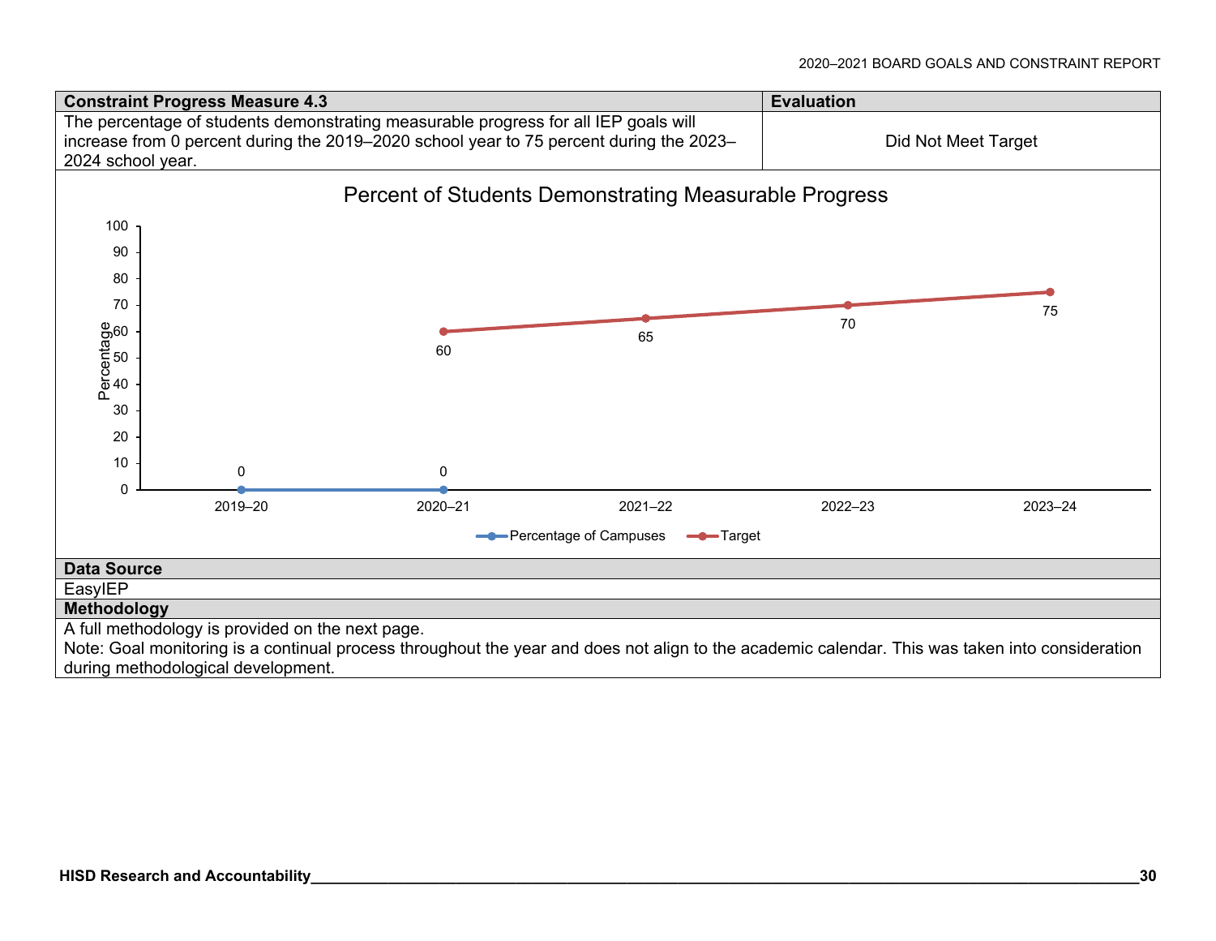| Constraint Progress Measure 4.3 | Evaluation |
|---|---|
| The percentage of students demonstrating measurable progress for all IEP goals will increase from 0 percent during the 2019–2020 school year to 75 percent during the 2023–2024 school year. | Did Not Meet Target |

**Percent of Students Demonstrating Measurable Progress**

| | 2019–20 | 2020–21 | 2021–22 | 2022–23 | 2023–24 |
|---|---|---|---|---|---|
| Percentage of Campuses | 0 | 0 | | | |
| Target | | 60 | 65 | 70 | 75 |

**Data Source**

EasyIEP

**Methodology**

A full methodology is provided on the next page.
Note: Goal monitoring is a continual process throughout the year and does not align to the academic calendar. This was taken into consideration during methodological development.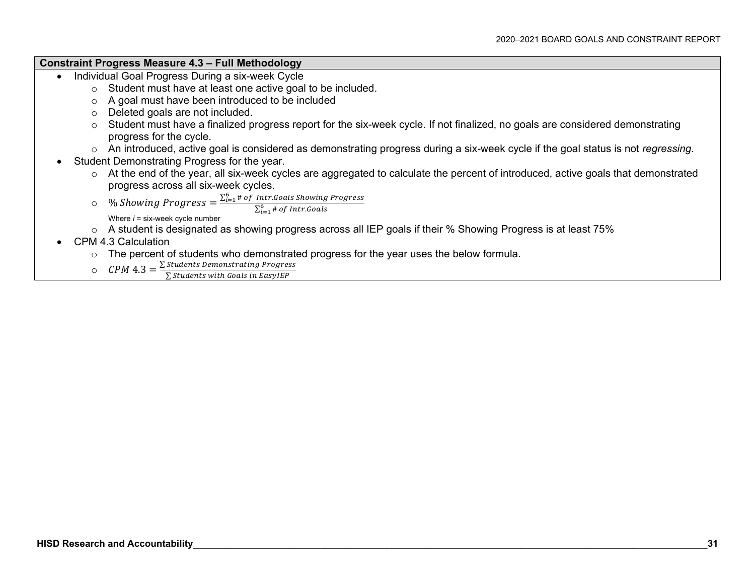**Constraint Progress Measure 4.3 – Full Methodology**

- Individual Goal Progress During a six-week Cycle
  - Student must have at least one active goal to be included.
  - A goal must have been introduced to be included
  - Deleted goals are not included.
  - Student must have a finalized progress report for the six-week cycle. If not finalized, no goals are considered demonstrating progress for the cycle.
  - An introduced, active goal is considered as demonstrating progress during a six-week cycle if the goal status is not *regressing.*
- Student Demonstrating Progress for the year.
  - At the end of the year, all six-week cycles are aggregated to calculate the percent of introduced, active goals that demonstrated progress across all six-week cycles.
  - $\%\, Showing\ Progress = \frac{\sum_{i=1}^{6} \#\, of\ \ Intr.Goals\ Showing\ Progress}{\sum_{i=1}^{6} \#\, of\ Intr.Goals}$

    Where *i* = six-week cycle number
  - A student is designated as showing progress across all IEP goals if their % Showing Progress is at least 75%
- CPM 4.3 Calculation
  - The percent of students who demonstrated progress for the year uses the below formula.
  - $CPM\ 4.3 = \frac{\sum Students\ Demonstrating\ Progress}{\sum Students\ with\ Goals\ in\ EasyIEP}$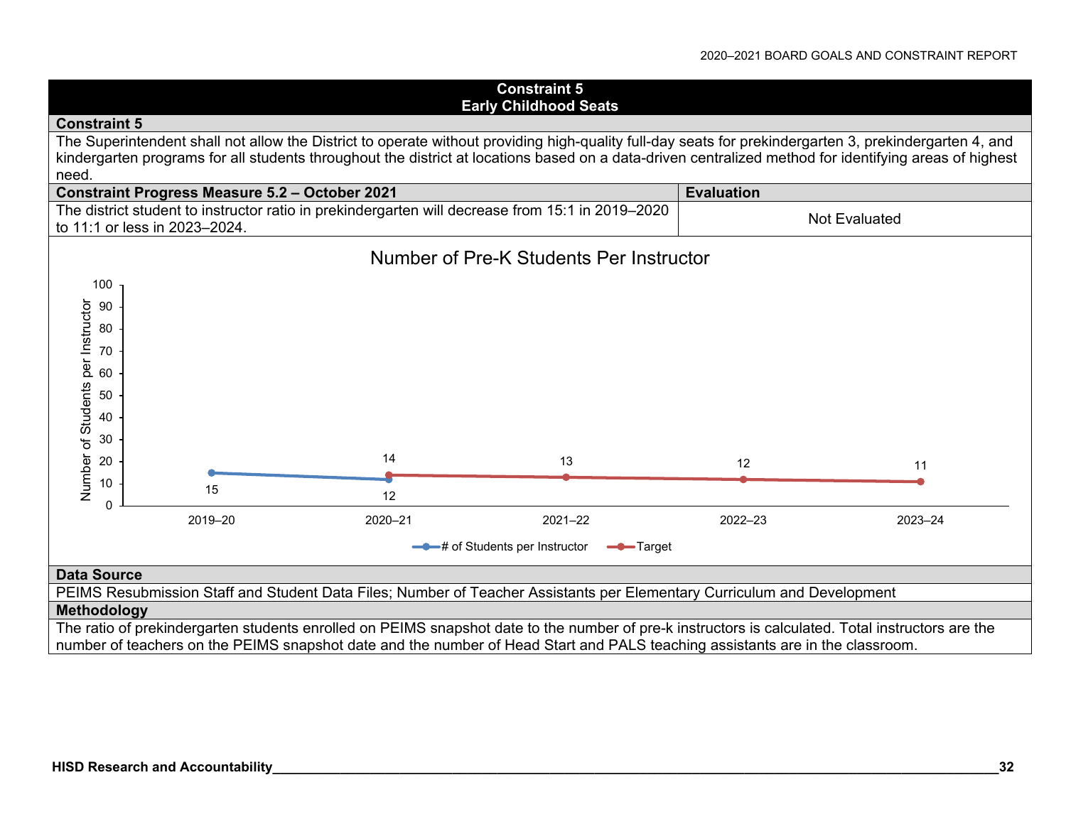## Constraint 5
## Early Childhood Seats

**Constraint 5**

The Superintendent shall not allow the District to operate without providing high-quality full-day seats for prekindergarten 3, prekindergarten 4, and kindergarten programs for all students throughout the district at locations based on a data-driven centralized method for identifying areas of highest need.

| Constraint Progress Measure 5.2 – October 2021 | Evaluation |
|---|---|
| The district student to instructor ratio in prekindergarten will decrease from 15:1 in 2019–2020 to 11:1 or less in 2023–2024. | Not Evaluated |

**Number of Pre-K Students Per Instructor**

| Year | # of Students per Instructor | Target |
|---|---|---|
| 2019–20 | 15 | |
| 2020–21 | 12 | 14 |
| 2021–22 | | 13 |
| 2022–23 | | 12 |
| 2023–24 | | 11 |

**Data Source**

PEIMS Resubmission Staff and Student Data Files; Number of Teacher Assistants per Elementary Curriculum and Development

**Methodology**

The ratio of prekindergarten students enrolled on PEIMS snapshot date to the number of pre-k instructors is calculated. Total instructors are the number of teachers on the PEIMS snapshot date and the number of Head Start and PALS teaching assistants are in the classroom.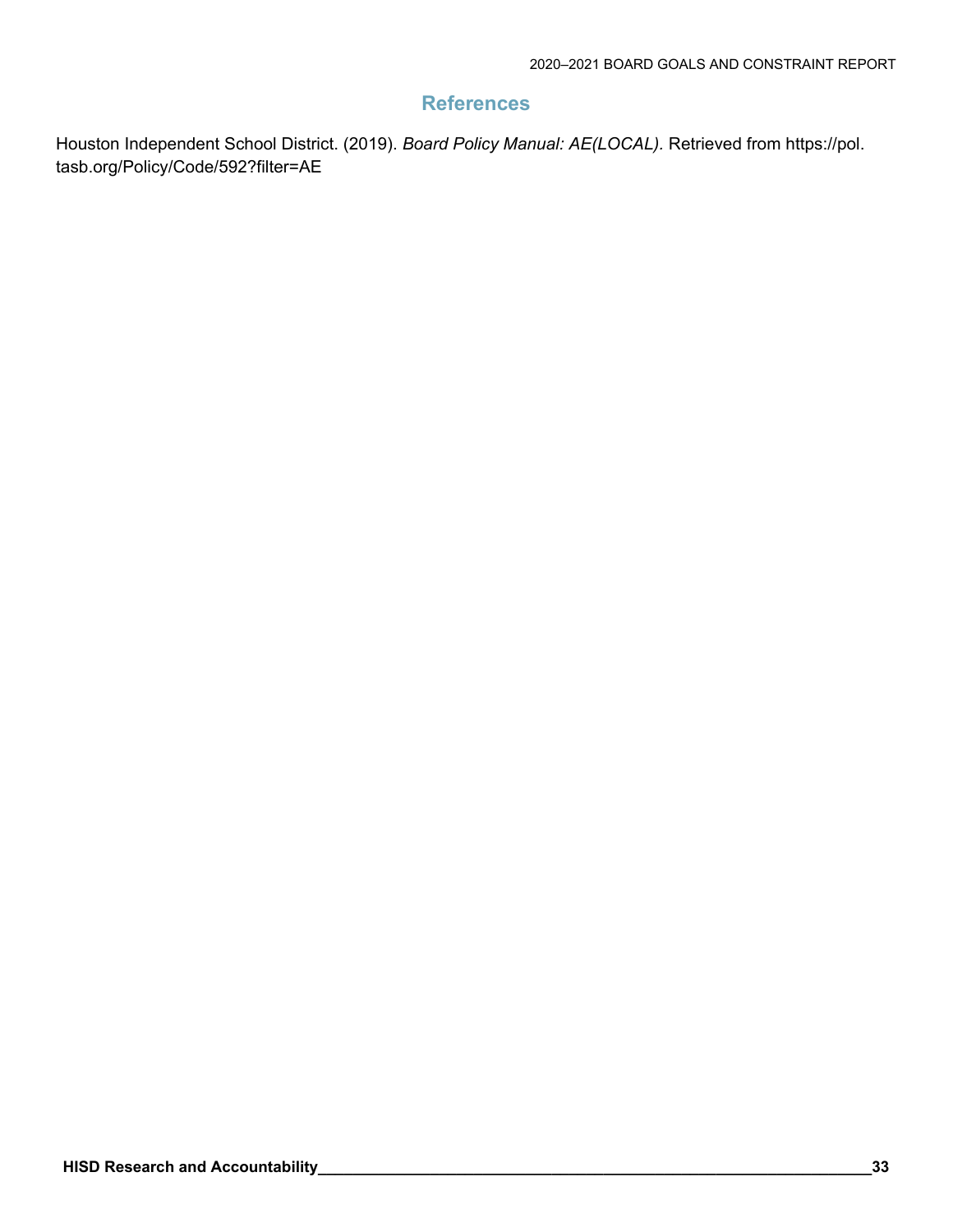## References

Houston Independent School District. (2019). *Board Policy Manual: AE(LOCAL).* Retrieved from https://pol.tasb.org/Policy/Code/592?filter=AE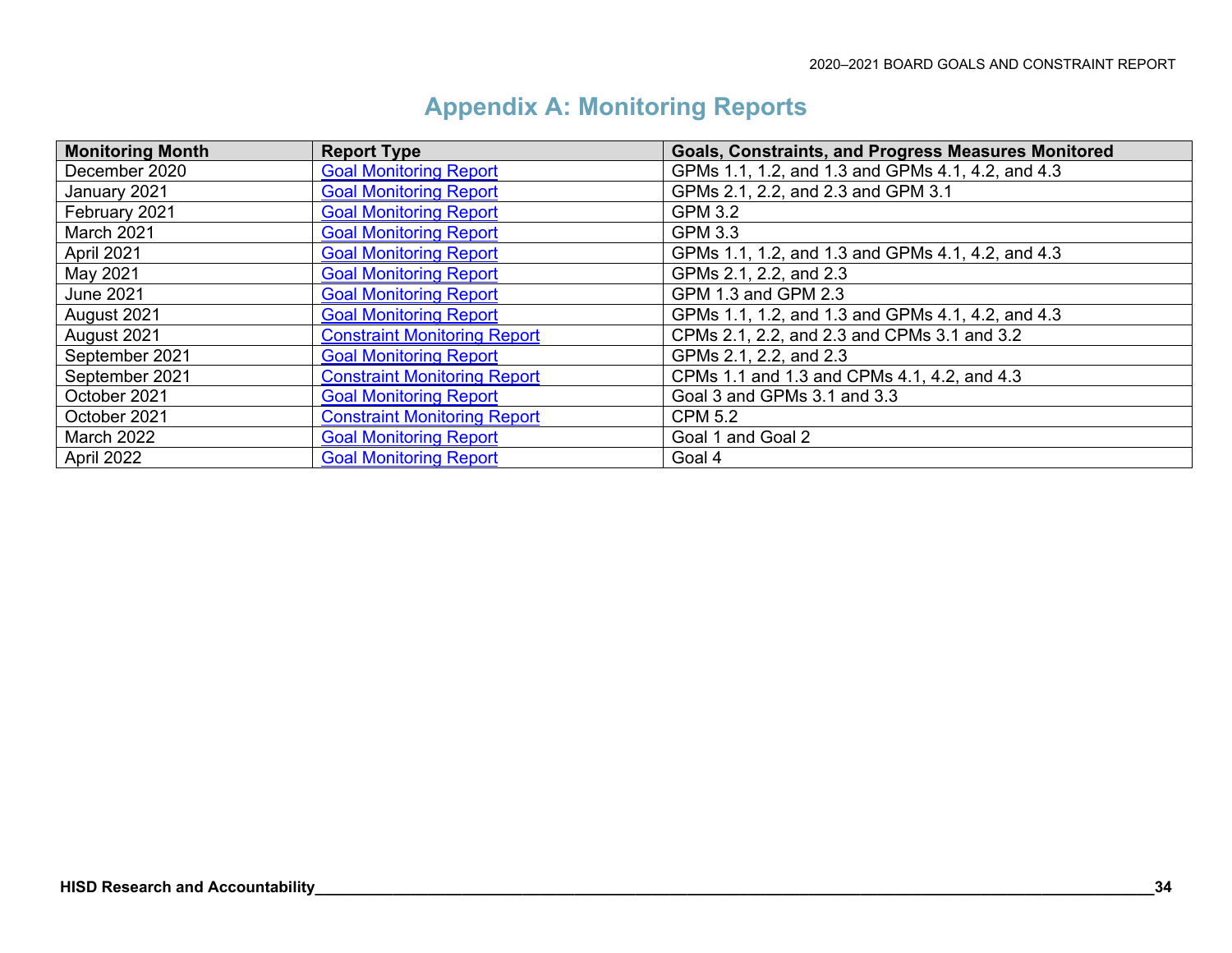# Appendix A: Monitoring Reports

| Monitoring Month | Report Type | Goals, Constraints, and Progress Measures Monitored |
|---|---|---|
| December 2020 | Goal Monitoring Report | GPMs 1.1, 1.2, and 1.3 and GPMs 4.1, 4.2, and 4.3 |
| January 2021 | Goal Monitoring Report | GPMs 2.1, 2.2, and 2.3 and GPM 3.1 |
| February 2021 | Goal Monitoring Report | GPM 3.2 |
| March 2021 | Goal Monitoring Report | GPM 3.3 |
| April 2021 | Goal Monitoring Report | GPMs 1.1, 1.2, and 1.3 and GPMs 4.1, 4.2, and 4.3 |
| May 2021 | Goal Monitoring Report | GPMs 2.1, 2.2, and 2.3 |
| June 2021 | Goal Monitoring Report | GPM 1.3 and GPM 2.3 |
| August 2021 | Goal Monitoring Report | GPMs 1.1, 1.2, and 1.3 and GPMs 4.1, 4.2, and 4.3 |
| August 2021 | Constraint Monitoring Report | CPMs 2.1, 2.2, and 2.3 and CPMs 3.1 and 3.2 |
| September 2021 | Goal Monitoring Report | GPMs 2.1, 2.2, and 2.3 |
| September 2021 | Constraint Monitoring Report | CPMs 1.1 and 1.3 and CPMs 4.1, 4.2, and 4.3 |
| October 2021 | Goal Monitoring Report | Goal 3 and GPMs 3.1 and 3.3 |
| October 2021 | Constraint Monitoring Report | CPM 5.2 |
| March 2022 | Goal Monitoring Report | Goal 1 and Goal 2 |
| April 2022 | Goal Monitoring Report | Goal 4 |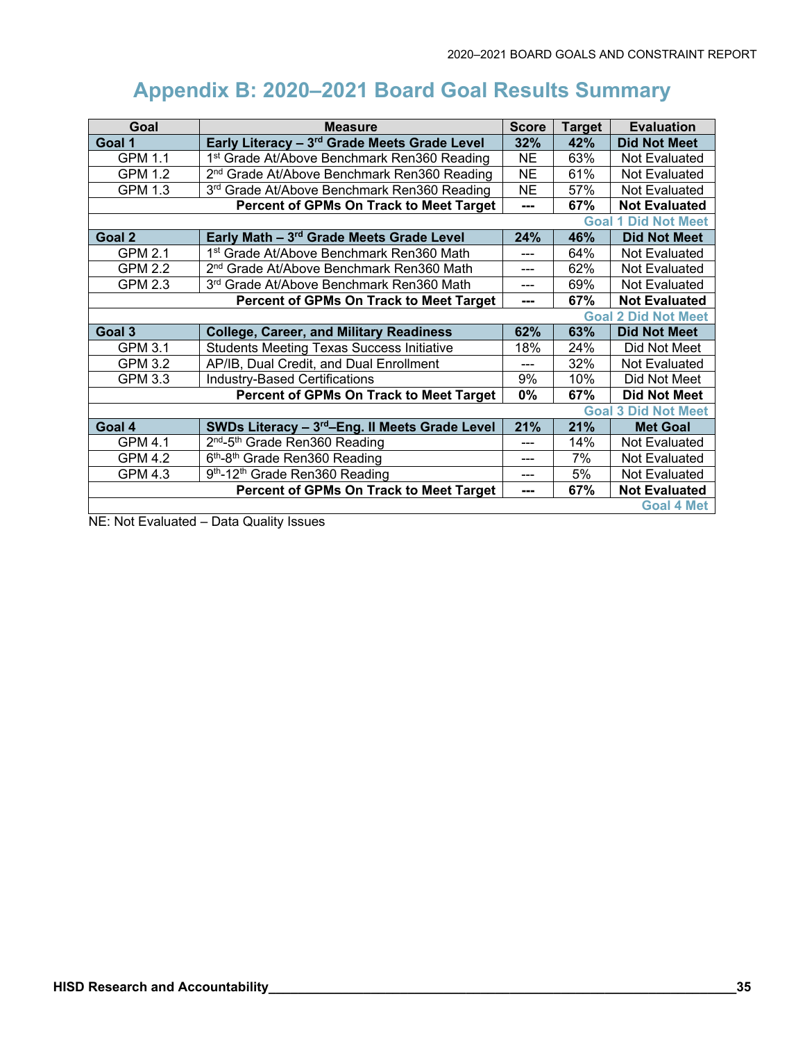# Appendix B: 2020–2021 Board Goal Results Summary

| Goal | Measure | Score | Target | Evaluation |
|---|---|---|---|---|
| **Goal 1** | **Early Literacy – 3rd Grade Meets Grade Level** | **32%** | **42%** | **Did Not Meet** |
| GPM 1.1 | 1st Grade At/Above Benchmark Ren360 Reading | NE | 63% | Not Evaluated |
| GPM 1.2 | 2nd Grade At/Above Benchmark Ren360 Reading | NE | 61% | Not Evaluated |
| GPM 1.3 | 3rd Grade At/Above Benchmark Ren360 Reading | NE | 57% | Not Evaluated |
| | **Percent of GPMs On Track to Meet Target** | **---** | **67%** | **Not Evaluated** |
| | | | | **Goal 1 Did Not Meet** |
| **Goal 2** | **Early Math – 3rd Grade Meets Grade Level** | **24%** | **46%** | **Did Not Meet** |
| GPM 2.1 | 1st Grade At/Above Benchmark Ren360 Math | --- | 64% | Not Evaluated |
| GPM 2.2 | 2nd Grade At/Above Benchmark Ren360 Math | --- | 62% | Not Evaluated |
| GPM 2.3 | 3rd Grade At/Above Benchmark Ren360 Math | --- | 69% | Not Evaluated |
| | **Percent of GPMs On Track to Meet Target** | **---** | **67%** | **Not Evaluated** |
| | | | | **Goal 2 Did Not Meet** |
| **Goal 3** | **College, Career, and Military Readiness** | **62%** | **63%** | **Did Not Meet** |
| GPM 3.1 | Students Meeting Texas Success Initiative | 18% | 24% | Did Not Meet |
| GPM 3.2 | AP/IB, Dual Credit, and Dual Enrollment | --- | 32% | Not Evaluated |
| GPM 3.3 | Industry-Based Certifications | 9% | 10% | Did Not Meet |
| | **Percent of GPMs On Track to Meet Target** | **0%** | **67%** | **Did Not Meet** |
| | | | | **Goal 3 Did Not Meet** |
| **Goal 4** | **SWDs Literacy – 3rd–Eng. II Meets Grade Level** | **21%** | **21%** | **Met Goal** |
| GPM 4.1 | 2nd-5th Grade Ren360 Reading | --- | 14% | Not Evaluated |
| GPM 4.2 | 6th-8th Grade Ren360 Reading | --- | 7% | Not Evaluated |
| GPM 4.3 | 9th-12th Grade Ren360 Reading | --- | 5% | Not Evaluated |
| | **Percent of GPMs On Track to Meet Target** | **---** | **67%** | **Not Evaluated** |
| | | | | **Goal 4 Met** |

NE: Not Evaluated – Data Quality Issues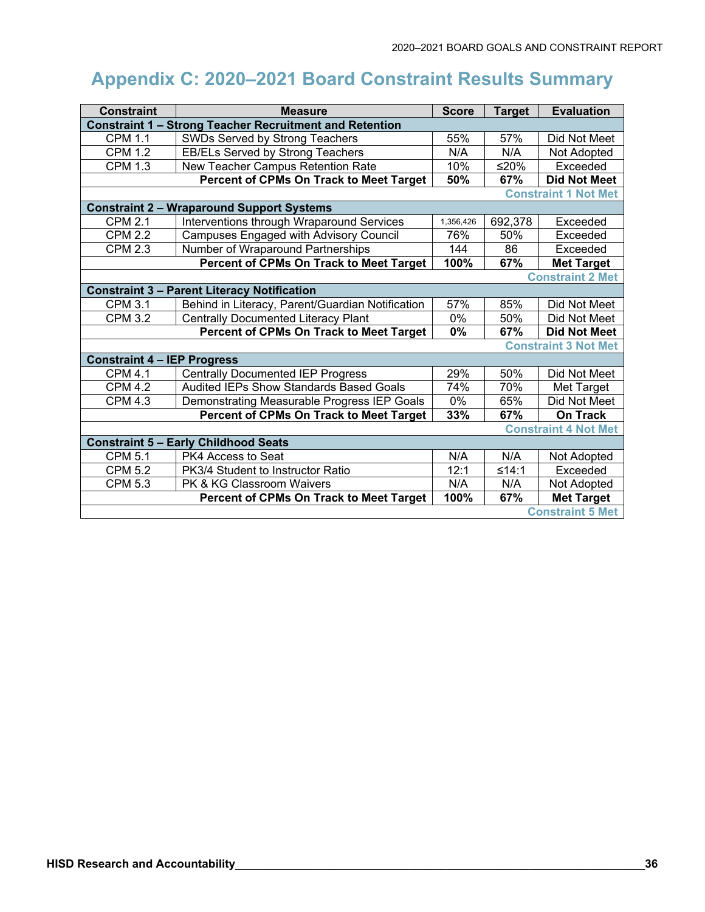# Appendix C: 2020–2021 Board Constraint Results Summary

| Constraint | Measure | Score | Target | Evaluation |
|---|---|---|---|---|
| **Constraint 1 – Strong Teacher Recruitment and Retention** | | | | |
| CPM 1.1 | SWDs Served by Strong Teachers | 55% | 57% | Did Not Meet |
| CPM 1.2 | EB/ELs Served by Strong Teachers | N/A | N/A | Not Adopted |
| CPM 1.3 | New Teacher Campus Retention Rate | 10% | ≤20% | Exceeded |
| | **Percent of CPMs On Track to Meet Target** | **50%** | **67%** | **Did Not Meet** |
| | | | | **Constraint 1 Not Met** |
| **Constraint 2 – Wraparound Support Systems** | | | | |
| CPM 2.1 | Interventions through Wraparound Services | 1,356,426 | 692,378 | Exceeded |
| CPM 2.2 | Campuses Engaged with Advisory Council | 76% | 50% | Exceeded |
| CPM 2.3 | Number of Wraparound Partnerships | 144 | 86 | Exceeded |
| | **Percent of CPMs On Track to Meet Target** | **100%** | **67%** | **Met Target** |
| | | | | **Constraint 2 Met** |
| **Constraint 3 – Parent Literacy Notification** | | | | |
| CPM 3.1 | Behind in Literacy, Parent/Guardian Notification | 57% | 85% | Did Not Meet |
| CPM 3.2 | Centrally Documented Literacy Plant | 0% | 50% | Did Not Meet |
| | **Percent of CPMs On Track to Meet Target** | **0%** | **67%** | **Did Not Meet** |
| | | | | **Constraint 3 Not Met** |
| **Constraint 4 – IEP Progress** | | | | |
| CPM 4.1 | Centrally Documented IEP Progress | 29% | 50% | Did Not Meet |
| CPM 4.2 | Audited IEPs Show Standards Based Goals | 74% | 70% | Met Target |
| CPM 4.3 | Demonstrating Measurable Progress IEP Goals | 0% | 65% | Did Not Meet |
| | **Percent of CPMs On Track to Meet Target** | **33%** | **67%** | **On Track** |
| | | | | **Constraint 4 Not Met** |
| **Constraint 5 – Early Childhood Seats** | | | | |
| CPM 5.1 | PK4 Access to Seat | N/A | N/A | Not Adopted |
| CPM 5.2 | PK3/4 Student to Instructor Ratio | 12:1 | ≤14:1 | Exceeded |
| CPM 5.3 | PK & KG Classroom Waivers | N/A | N/A | Not Adopted |
| | **Percent of CPMs On Track to Meet Target** | **100%** | **67%** | **Met Target** |
| | | | | **Constraint 5 Met** |